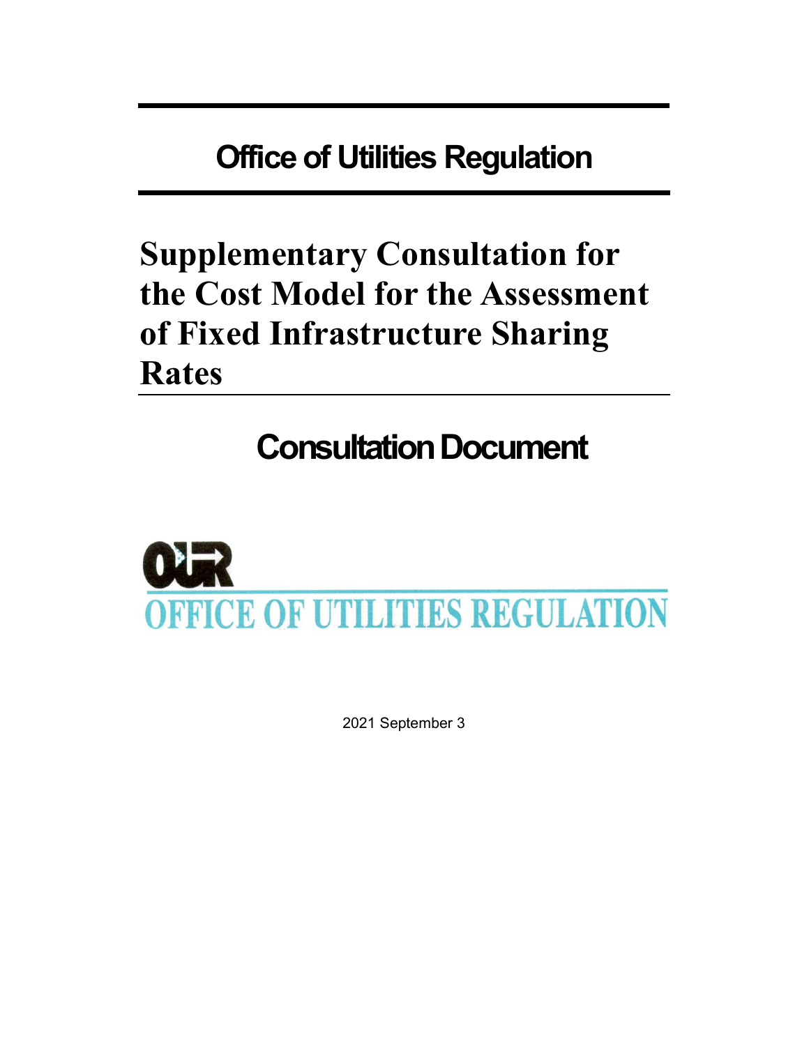# Office of Utilities Regulation

# Supplementary Consultation for the Cost Model for the Assessment of Fixed Infrastructure Sharing Rates

## Consultation Document

OUR
OFFICE OF UTILITIES REGULATION

2021 September 3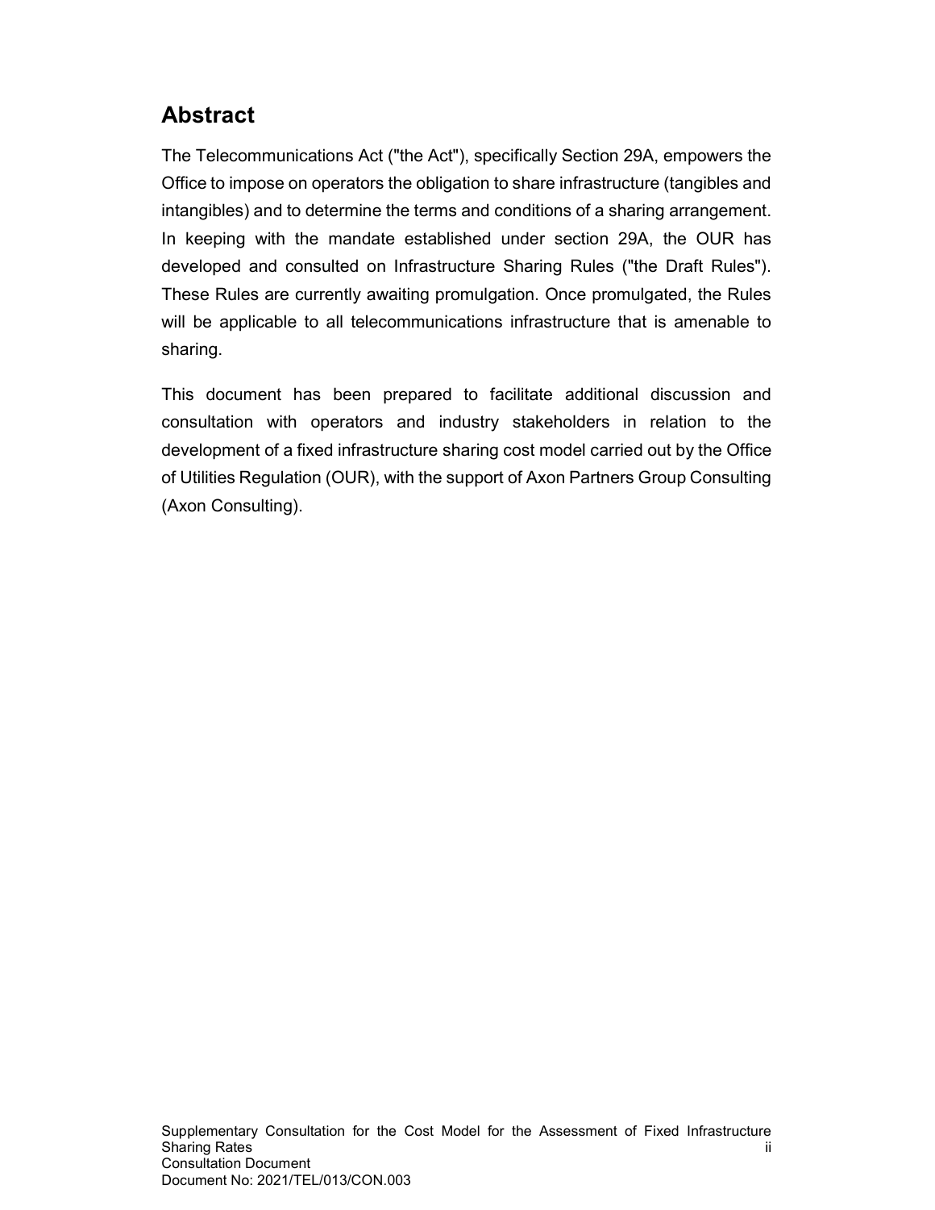## Abstract

The Telecommunications Act ("the Act"), specifically Section 29A, empowers the Office to impose on operators the obligation to share infrastructure (tangibles and intangibles) and to determine the terms and conditions of a sharing arrangement. In keeping with the mandate established under section 29A, the OUR has developed and consulted on Infrastructure Sharing Rules ("the Draft Rules"). These Rules are currently awaiting promulgation. Once promulgated, the Rules will be applicable to all telecommunications infrastructure that is amenable to sharing.

This document has been prepared to facilitate additional discussion and consultation with operators and industry stakeholders in relation to the development of a fixed infrastructure sharing cost model carried out by the Office of Utilities Regulation (OUR), with the support of Axon Partners Group Consulting (Axon Consulting).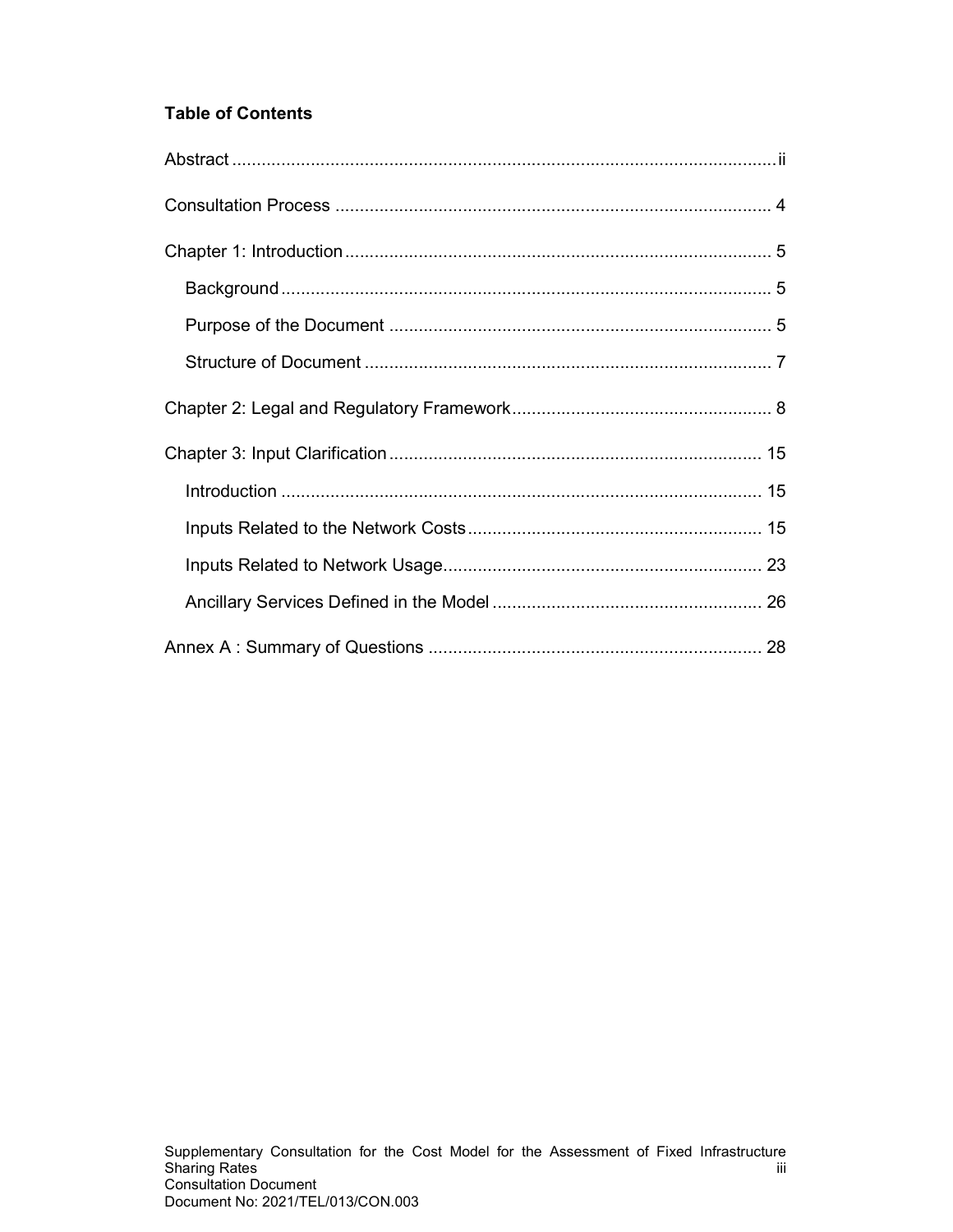**Table of Contents**

Abstract ............................................................................................................ ii

Consultation Process ........................................................................................ 4

Chapter 1: Introduction ...................................................................................... 5

  Background ................................................................................................... 5

  Purpose of the Document ............................................................................. 5

  Structure of Document .................................................................................. 7

Chapter 2: Legal and Regulatory Framework .................................................... 8

Chapter 3: Input Clarification ........................................................................... 15

  Introduction ................................................................................................. 15

  Inputs Related to the Network Costs ........................................................... 15

  Inputs Related to Network Usage ................................................................ 23

  Ancillary Services Defined in the Model ...................................................... 26

Annex A : Summary of Questions ................................................................... 28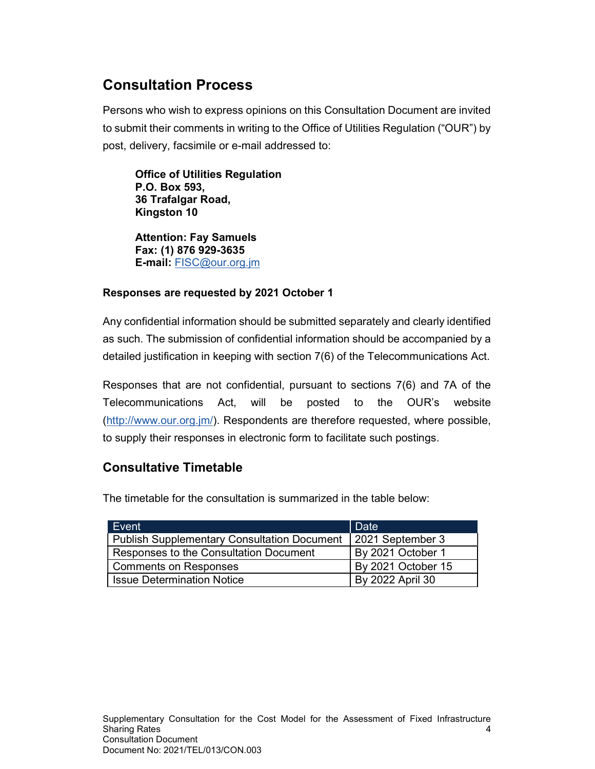## Consultation Process

Persons who wish to express opinions on this Consultation Document are invited to submit their comments in writing to the Office of Utilities Regulation ("OUR") by post, delivery, facsimile or e-mail addressed to:

**Office of Utilities Regulation**
**P.O. Box 593,**
**36 Trafalgar Road,**
**Kingston 10**

**Attention: Fay Samuels**
**Fax: (1) 876 929-3635**
**E-mail:** FISC@our.org.jm

**Responses are requested by 2021 October 1**

Any confidential information should be submitted separately and clearly identified as such. The submission of confidential information should be accompanied by a detailed justification in keeping with section 7(6) of the Telecommunications Act.

Responses that are not confidential, pursuant to sections 7(6) and 7A of the Telecommunications Act, will be posted to the OUR's website (http://www.our.org.jm/). Respondents are therefore requested, where possible, to supply their responses in electronic form to facilitate such postings.

## Consultative Timetable

The timetable for the consultation is summarized in the table below:

| Event | Date |
|---|---|
| Publish Supplementary Consultation Document | 2021 September 3 |
| Responses to the Consultation Document | By 2021 October 1 |
| Comments on Responses | By 2021 October 15 |
| Issue Determination Notice | By 2022 April 30 |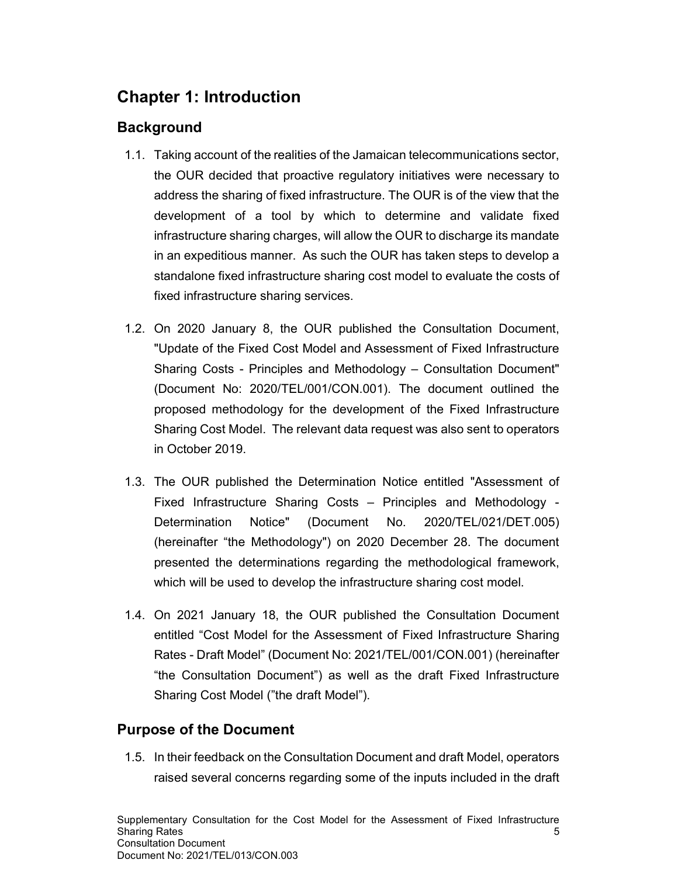# Chapter 1: Introduction

## Background

1.1. Taking account of the realities of the Jamaican telecommunications sector, the OUR decided that proactive regulatory initiatives were necessary to address the sharing of fixed infrastructure. The OUR is of the view that the development of a tool by which to determine and validate fixed infrastructure sharing charges, will allow the OUR to discharge its mandate in an expeditious manner. As such the OUR has taken steps to develop a standalone fixed infrastructure sharing cost model to evaluate the costs of fixed infrastructure sharing services.

1.2. On 2020 January 8, the OUR published the Consultation Document, "Update of the Fixed Cost Model and Assessment of Fixed Infrastructure Sharing Costs - Principles and Methodology – Consultation Document" (Document No: 2020/TEL/001/CON.001). The document outlined the proposed methodology for the development of the Fixed Infrastructure Sharing Cost Model. The relevant data request was also sent to operators in October 2019.

1.3. The OUR published the Determination Notice entitled "Assessment of Fixed Infrastructure Sharing Costs – Principles and Methodology - Determination Notice" (Document No. 2020/TEL/021/DET.005) (hereinafter "the Methodology") on 2020 December 28. The document presented the determinations regarding the methodological framework, which will be used to develop the infrastructure sharing cost model.

1.4. On 2021 January 18, the OUR published the Consultation Document entitled "Cost Model for the Assessment of Fixed Infrastructure Sharing Rates - Draft Model" (Document No: 2021/TEL/001/CON.001) (hereinafter "the Consultation Document") as well as the draft Fixed Infrastructure Sharing Cost Model ("the draft Model").

## Purpose of the Document

1.5. In their feedback on the Consultation Document and draft Model, operators raised several concerns regarding some of the inputs included in the draft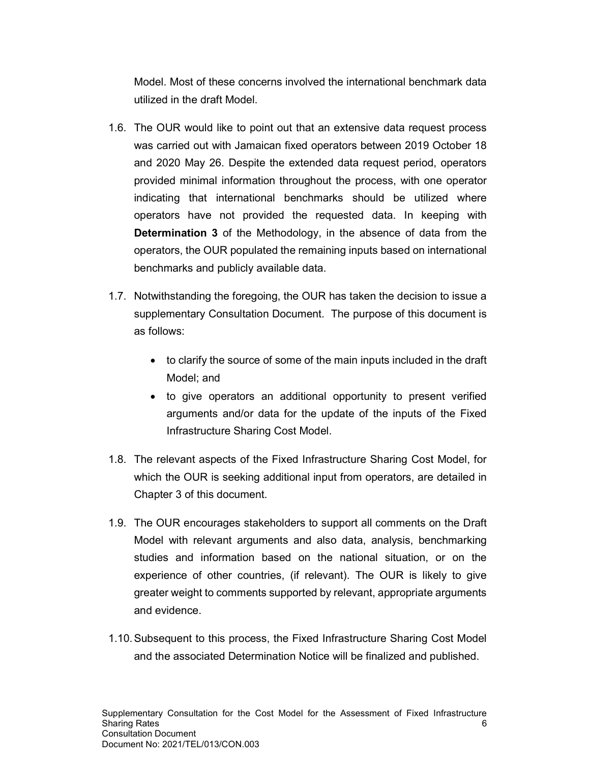Model. Most of these concerns involved the international benchmark data utilized in the draft Model.

1.6. The OUR would like to point out that an extensive data request process was carried out with Jamaican fixed operators between 2019 October 18 and 2020 May 26. Despite the extended data request period, operators provided minimal information throughout the process, with one operator indicating that international benchmarks should be utilized where operators have not provided the requested data. In keeping with **Determination 3** of the Methodology, in the absence of data from the operators, the OUR populated the remaining inputs based on international benchmarks and publicly available data.

1.7. Notwithstanding the foregoing, the OUR has taken the decision to issue a supplementary Consultation Document. The purpose of this document is as follows:

- to clarify the source of some of the main inputs included in the draft Model; and
- to give operators an additional opportunity to present verified arguments and/or data for the update of the inputs of the Fixed Infrastructure Sharing Cost Model.

1.8. The relevant aspects of the Fixed Infrastructure Sharing Cost Model, for which the OUR is seeking additional input from operators, are detailed in Chapter 3 of this document.

1.9. The OUR encourages stakeholders to support all comments on the Draft Model with relevant arguments and also data, analysis, benchmarking studies and information based on the national situation, or on the experience of other countries, (if relevant). The OUR is likely to give greater weight to comments supported by relevant, appropriate arguments and evidence.

1.10. Subsequent to this process, the Fixed Infrastructure Sharing Cost Model and the associated Determination Notice will be finalized and published.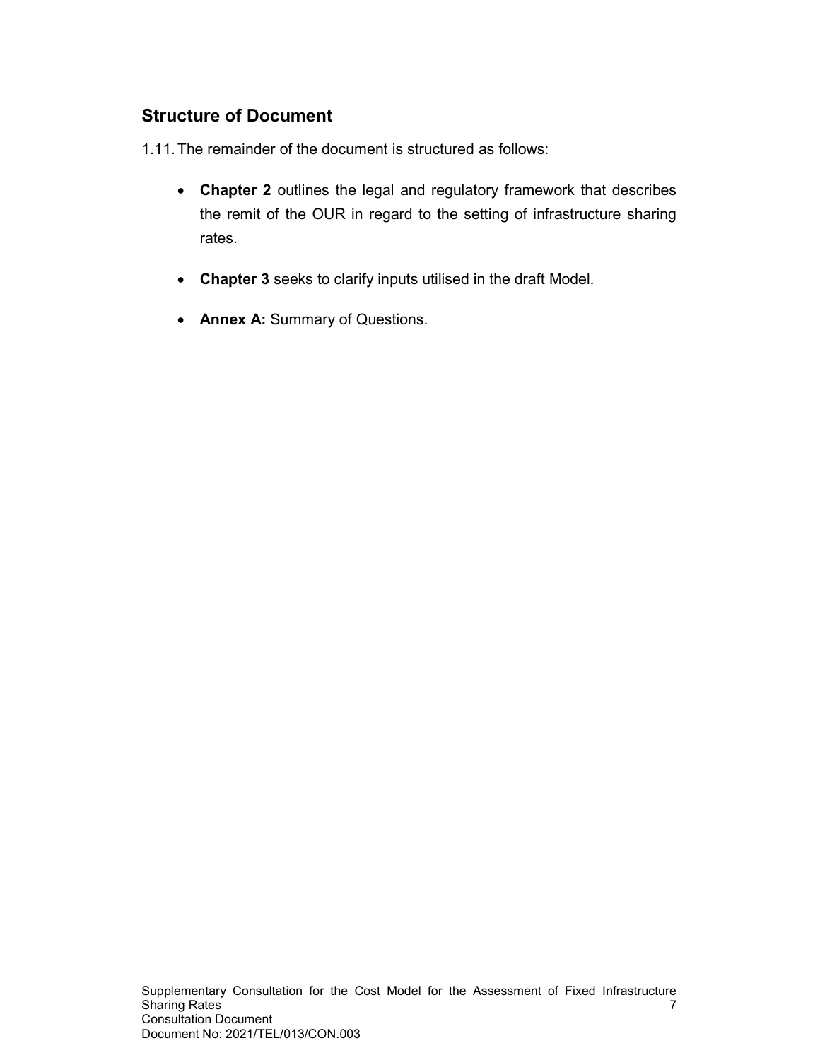## Structure of Document

1.11. The remainder of the document is structured as follows:

- **Chapter 2** outlines the legal and regulatory framework that describes the remit of the OUR in regard to the setting of infrastructure sharing rates.
- **Chapter 3** seeks to clarify inputs utilised in the draft Model.
- **Annex A:** Summary of Questions.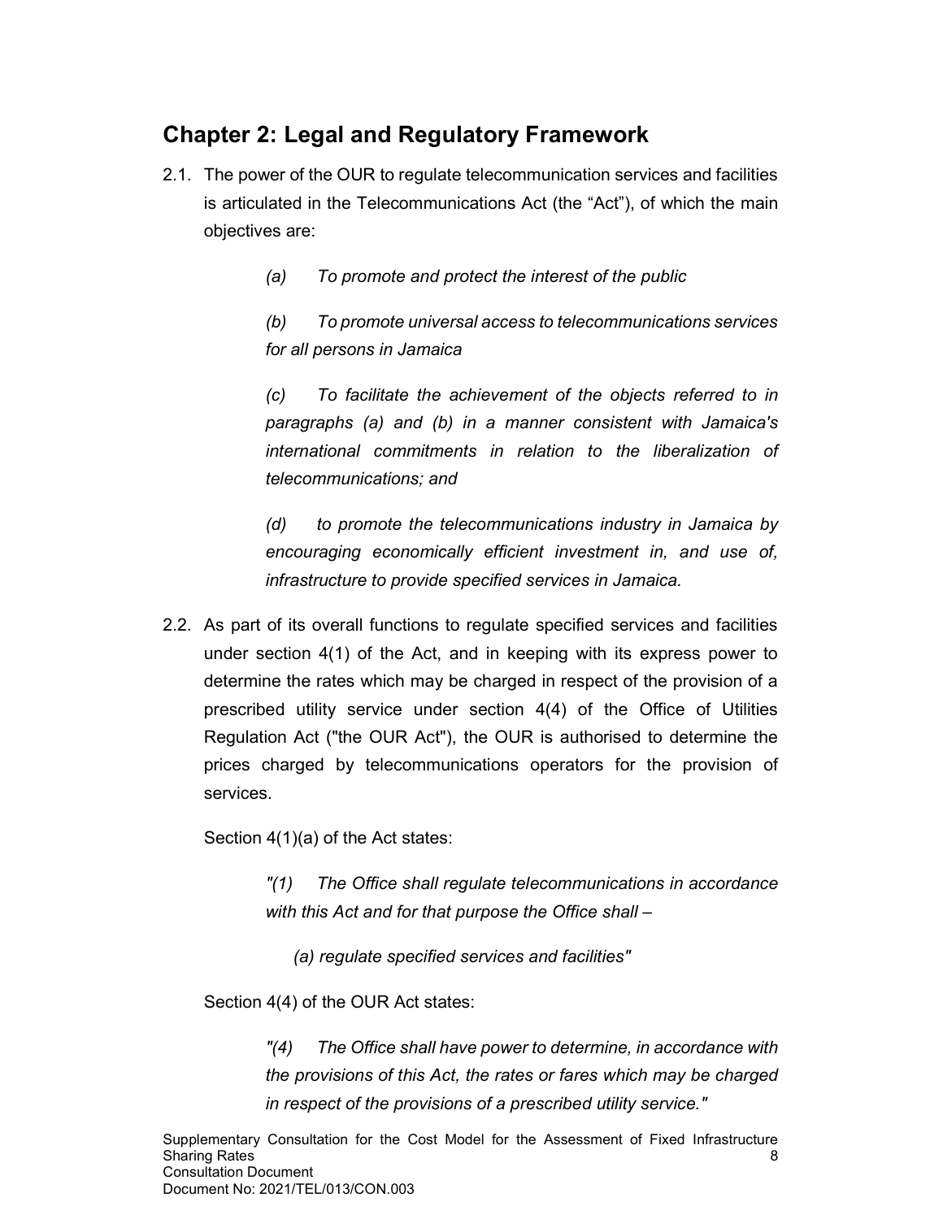## Chapter 2: Legal and Regulatory Framework

2.1. The power of the OUR to regulate telecommunication services and facilities is articulated in the Telecommunications Act (the "Act"), of which the main objectives are:

> *(a) To promote and protect the interest of the public*
>
> *(b) To promote universal access to telecommunications services for all persons in Jamaica*
>
> *(c) To facilitate the achievement of the objects referred to in paragraphs (a) and (b) in a manner consistent with Jamaica's international commitments in relation to the liberalization of telecommunications; and*
>
> *(d) to promote the telecommunications industry in Jamaica by encouraging economically efficient investment in, and use of, infrastructure to provide specified services in Jamaica.*

2.2. As part of its overall functions to regulate specified services and facilities under section 4(1) of the Act, and in keeping with its express power to determine the rates which may be charged in respect of the provision of a prescribed utility service under section 4(4) of the Office of Utilities Regulation Act ("the OUR Act"), the OUR is authorised to determine the prices charged by telecommunications operators for the provision of services.

Section 4(1)(a) of the Act states:

> *"(1) The Office shall regulate telecommunications in accordance with this Act and for that purpose the Office shall –*
>
> *(a) regulate specified services and facilities"*

Section 4(4) of the OUR Act states:

> *"(4) The Office shall have power to determine, in accordance with the provisions of this Act, the rates or fares which may be charged in respect of the provisions of a prescribed utility service."*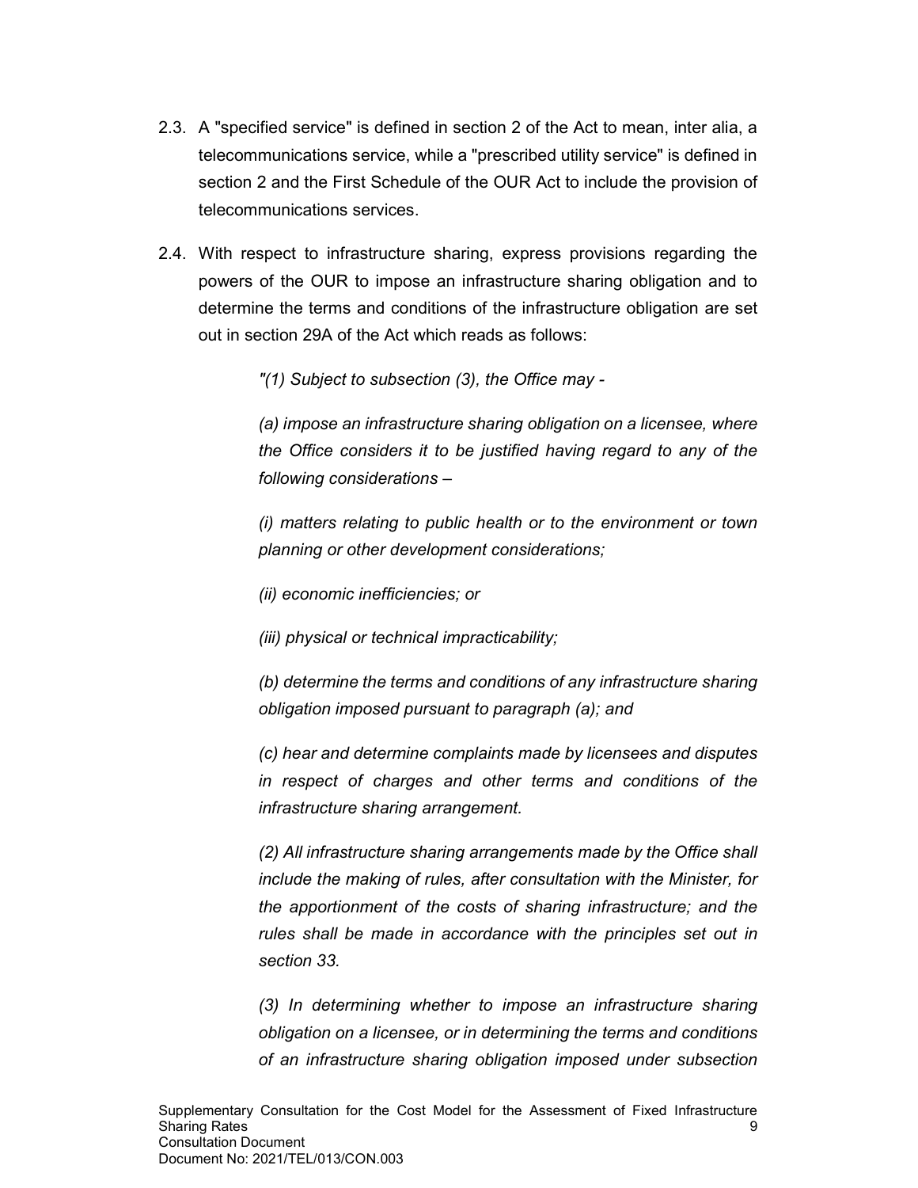2.3. A "specified service" is defined in section 2 of the Act to mean, inter alia, a telecommunications service, while a "prescribed utility service" is defined in section 2 and the First Schedule of the OUR Act to include the provision of telecommunications services.

2.4. With respect to infrastructure sharing, express provisions regarding the powers of the OUR to impose an infrastructure sharing obligation and to determine the terms and conditions of the infrastructure obligation are set out in section 29A of the Act which reads as follows:

> *"(1) Subject to subsection (3), the Office may -*
>
> *(a) impose an infrastructure sharing obligation on a licensee, where the Office considers it to be justified having regard to any of the following considerations –*
>
> *(i) matters relating to public health or to the environment or town planning or other development considerations;*
>
> *(ii) economic inefficiencies; or*
>
> *(iii) physical or technical impracticability;*
>
> *(b) determine the terms and conditions of any infrastructure sharing obligation imposed pursuant to paragraph (a); and*
>
> *(c) hear and determine complaints made by licensees and disputes in respect of charges and other terms and conditions of the infrastructure sharing arrangement.*
>
> *(2) All infrastructure sharing arrangements made by the Office shall include the making of rules, after consultation with the Minister, for the apportionment of the costs of sharing infrastructure; and the rules shall be made in accordance with the principles set out in section 33.*
>
> *(3) In determining whether to impose an infrastructure sharing obligation on a licensee, or in determining the terms and conditions of an infrastructure sharing obligation imposed under subsection*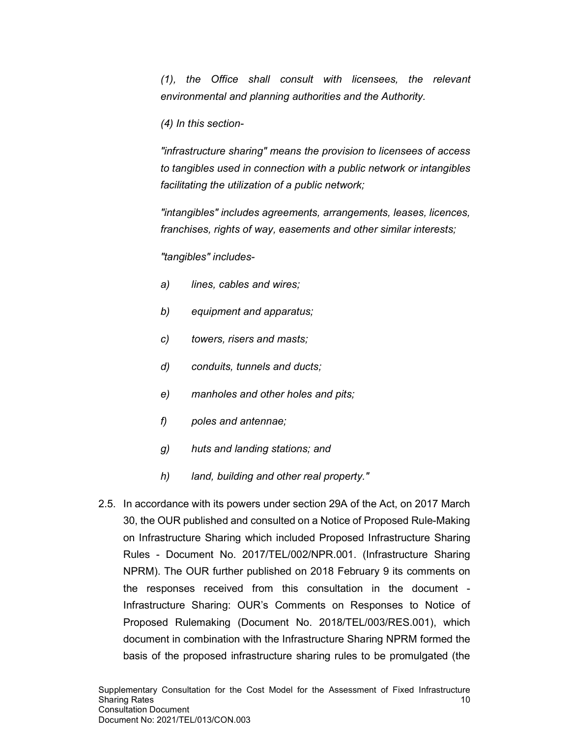*(1), the Office shall consult with licensees, the relevant environmental and planning authorities and the Authority.*

*(4) In this section-*

*"infrastructure sharing" means the provision to licensees of access to tangibles used in connection with a public network or intangibles facilitating the utilization of a public network;*

*"intangibles" includes agreements, arrangements, leases, licences, franchises, rights of way, easements and other similar interests;*

*"tangibles" includes-*

*a) lines, cables and wires;*

*b) equipment and apparatus;*

*c) towers, risers and masts;*

*d) conduits, tunnels and ducts;*

*e) manholes and other holes and pits;*

*f) poles and antennae;*

*g) huts and landing stations; and*

*h) land, building and other real property."*

2.5. In accordance with its powers under section 29A of the Act, on 2017 March 30, the OUR published and consulted on a Notice of Proposed Rule-Making on Infrastructure Sharing which included Proposed Infrastructure Sharing Rules - Document No. 2017/TEL/002/NPR.001. (Infrastructure Sharing NPRM). The OUR further published on 2018 February 9 its comments on the responses received from this consultation in the document - Infrastructure Sharing: OUR's Comments on Responses to Notice of Proposed Rulemaking (Document No. 2018/TEL/003/RES.001), which document in combination with the Infrastructure Sharing NPRM formed the basis of the proposed infrastructure sharing rules to be promulgated (the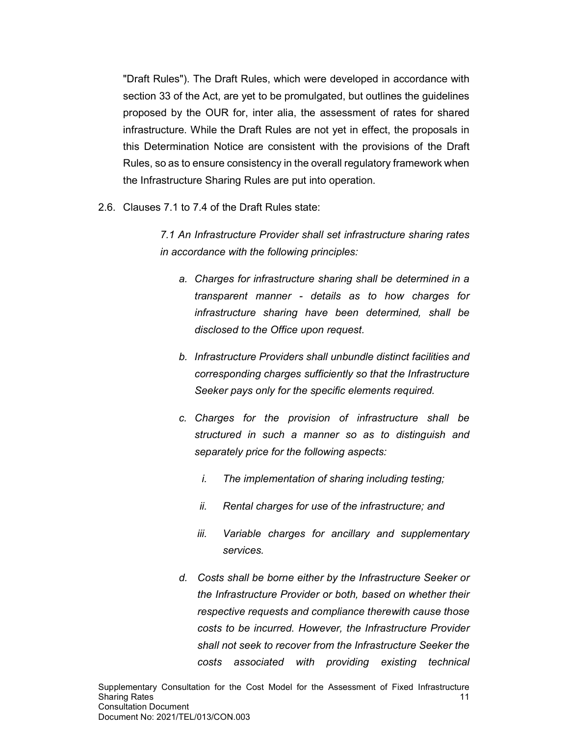"Draft Rules"). The Draft Rules, which were developed in accordance with section 33 of the Act, are yet to be promulgated, but outlines the guidelines proposed by the OUR for, inter alia, the assessment of rates for shared infrastructure. While the Draft Rules are not yet in effect, the proposals in this Determination Notice are consistent with the provisions of the Draft Rules, so as to ensure consistency in the overall regulatory framework when the Infrastructure Sharing Rules are put into operation.

2.6. Clauses 7.1 to 7.4 of the Draft Rules state:

> *7.1 An Infrastructure Provider shall set infrastructure sharing rates in accordance with the following principles:*
>
> *a. Charges for infrastructure sharing shall be determined in a transparent manner - details as to how charges for infrastructure sharing have been determined, shall be disclosed to the Office upon request.*
>
> *b. Infrastructure Providers shall unbundle distinct facilities and corresponding charges sufficiently so that the Infrastructure Seeker pays only for the specific elements required.*
>
> *c. Charges for the provision of infrastructure shall be structured in such a manner so as to distinguish and separately price for the following aspects:*
>
> *i. The implementation of sharing including testing;*
>
> *ii. Rental charges for use of the infrastructure; and*
>
> *iii. Variable charges for ancillary and supplementary services.*
>
> *d. Costs shall be borne either by the Infrastructure Seeker or the Infrastructure Provider or both, based on whether their respective requests and compliance therewith cause those costs to be incurred. However, the Infrastructure Provider shall not seek to recover from the Infrastructure Seeker the costs associated with providing existing technical*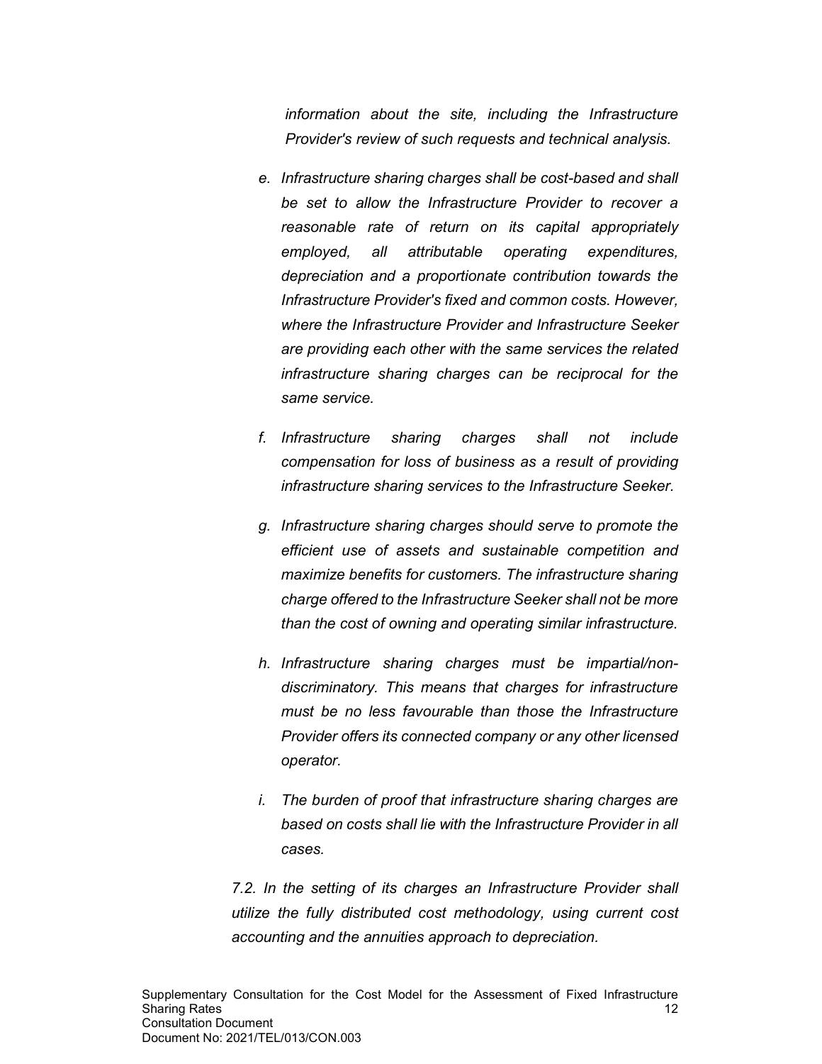*information about the site, including the Infrastructure Provider's review of such requests and technical analysis.*

e. *Infrastructure sharing charges shall be cost-based and shall be set to allow the Infrastructure Provider to recover a reasonable rate of return on its capital appropriately employed, all attributable operating expenditures, depreciation and a proportionate contribution towards the Infrastructure Provider's fixed and common costs. However, where the Infrastructure Provider and Infrastructure Seeker are providing each other with the same services the related infrastructure sharing charges can be reciprocal for the same service.*

f. *Infrastructure sharing charges shall not include compensation for loss of business as a result of providing infrastructure sharing services to the Infrastructure Seeker.*

g. *Infrastructure sharing charges should serve to promote the efficient use of assets and sustainable competition and maximize benefits for customers. The infrastructure sharing charge offered to the Infrastructure Seeker shall not be more than the cost of owning and operating similar infrastructure.*

h. *Infrastructure sharing charges must be impartial/non-discriminatory. This means that charges for infrastructure must be no less favourable than those the Infrastructure Provider offers its connected company or any other licensed operator.*

i. *The burden of proof that infrastructure sharing charges are based on costs shall lie with the Infrastructure Provider in all cases.*

*7.2. In the setting of its charges an Infrastructure Provider shall utilize the fully distributed cost methodology, using current cost accounting and the annuities approach to depreciation.*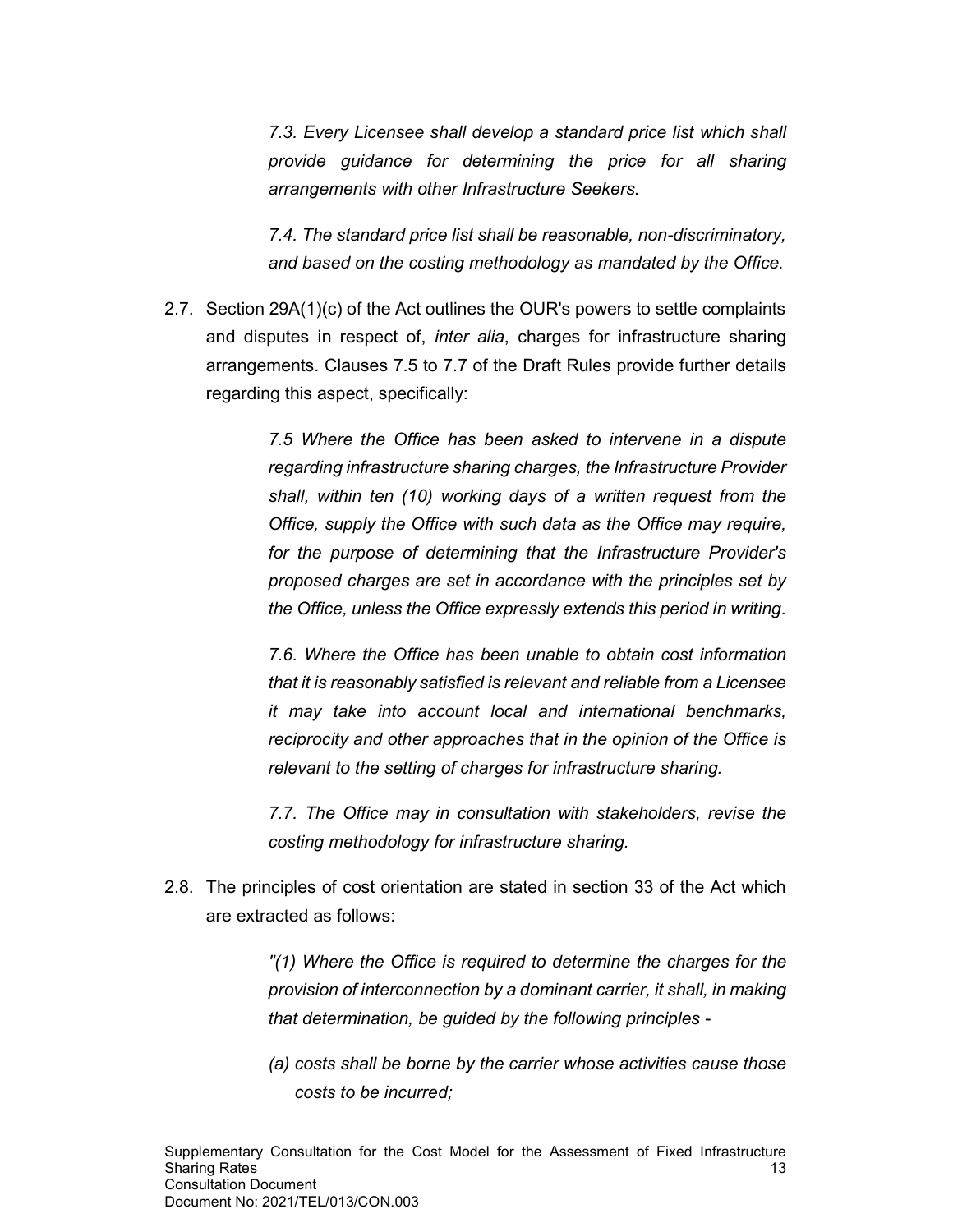> *7.3. Every Licensee shall develop a standard price list which shall provide guidance for determining the price for all sharing arrangements with other Infrastructure Seekers.*
>
> *7.4. The standard price list shall be reasonable, non-discriminatory, and based on the costing methodology as mandated by the Office.*

2.7. Section 29A(1)(c) of the Act outlines the OUR's powers to settle complaints and disputes in respect of, *inter alia*, charges for infrastructure sharing arrangements. Clauses 7.5 to 7.7 of the Draft Rules provide further details regarding this aspect, specifically:

> *7.5 Where the Office has been asked to intervene in a dispute regarding infrastructure sharing charges, the Infrastructure Provider shall, within ten (10) working days of a written request from the Office, supply the Office with such data as the Office may require, for the purpose of determining that the Infrastructure Provider's proposed charges are set in accordance with the principles set by the Office, unless the Office expressly extends this period in writing.*
>
> *7.6. Where the Office has been unable to obtain cost information that it is reasonably satisfied is relevant and reliable from a Licensee it may take into account local and international benchmarks, reciprocity and other approaches that in the opinion of the Office is relevant to the setting of charges for infrastructure sharing.*
>
> *7.7. The Office may in consultation with stakeholders, revise the costing methodology for infrastructure sharing.*

2.8. The principles of cost orientation are stated in section 33 of the Act which are extracted as follows:

> *"(1) Where the Office is required to determine the charges for the provision of interconnection by a dominant carrier, it shall, in making that determination, be guided by the following principles -*
>
> *(a) costs shall be borne by the carrier whose activities cause those costs to be incurred;*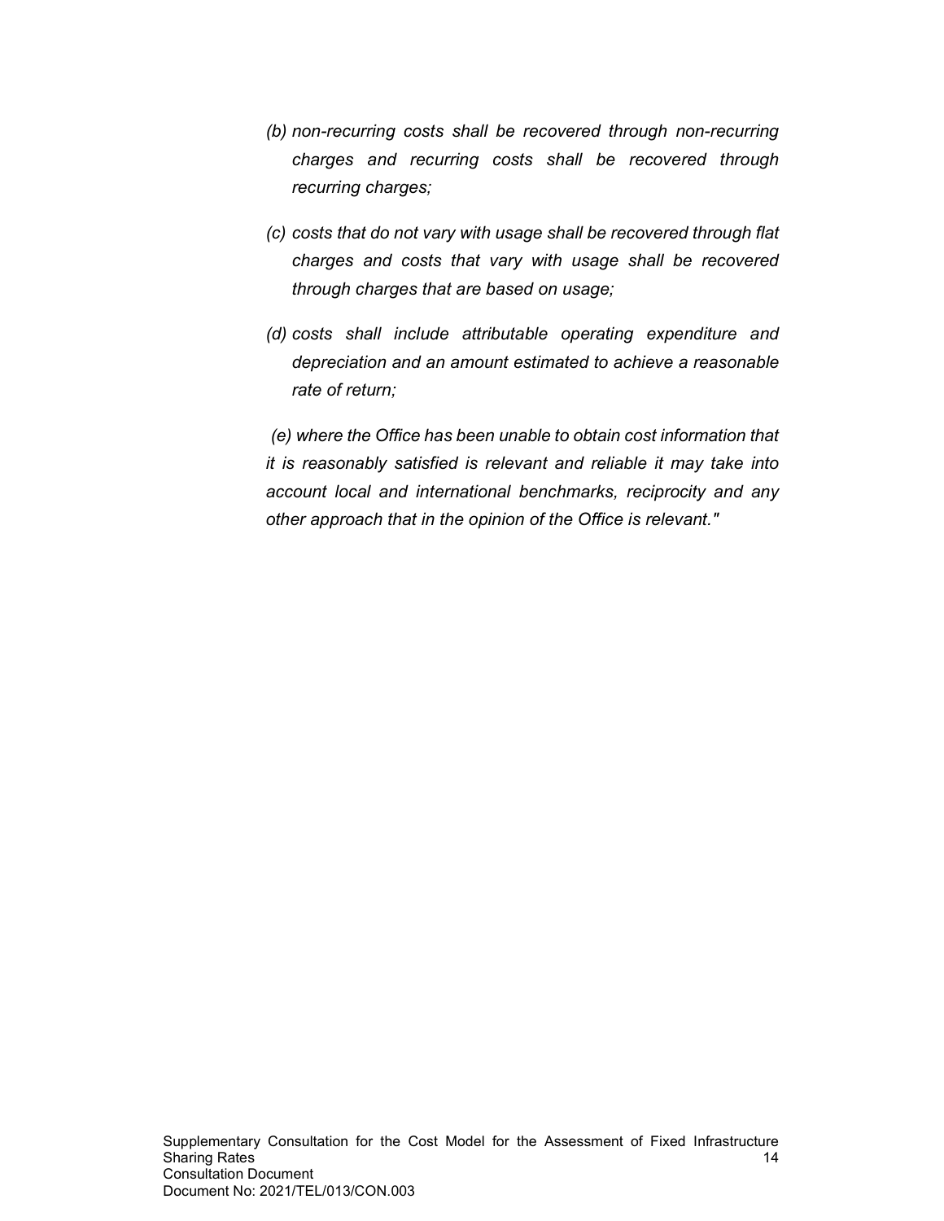*(b) non-recurring costs shall be recovered through non-recurring charges and recurring costs shall be recovered through recurring charges;*

*(c) costs that do not vary with usage shall be recovered through flat charges and costs that vary with usage shall be recovered through charges that are based on usage;*

*(d) costs shall include attributable operating expenditure and depreciation and an amount estimated to achieve a reasonable rate of return;*

*(e) where the Office has been unable to obtain cost information that it is reasonably satisfied is relevant and reliable it may take into account local and international benchmarks, reciprocity and any other approach that in the opinion of the Office is relevant."*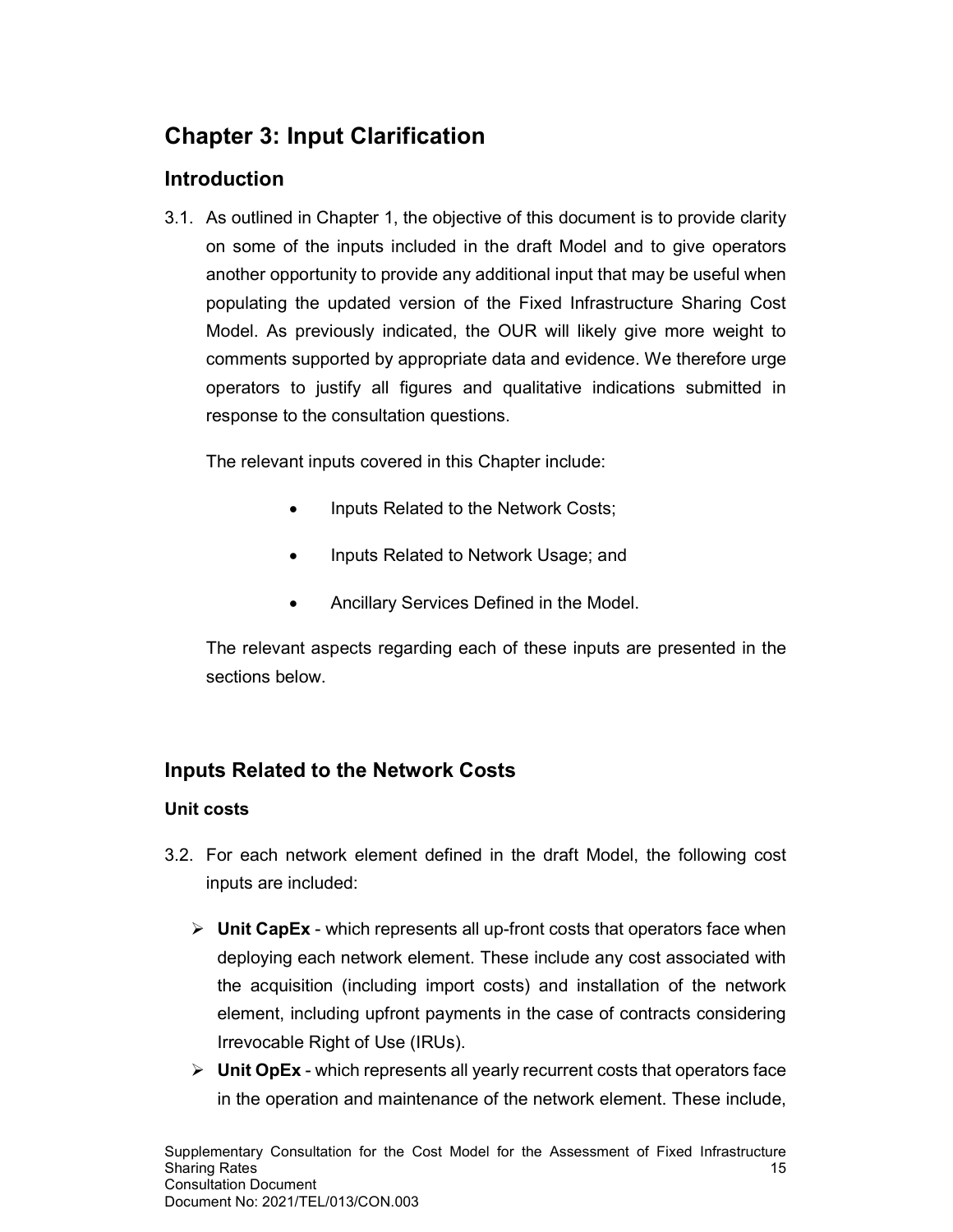# Chapter 3: Input Clarification

## Introduction

3.1. As outlined in Chapter 1, the objective of this document is to provide clarity on some of the inputs included in the draft Model and to give operators another opportunity to provide any additional input that may be useful when populating the updated version of the Fixed Infrastructure Sharing Cost Model. As previously indicated, the OUR will likely give more weight to comments supported by appropriate data and evidence. We therefore urge operators to justify all figures and qualitative indications submitted in response to the consultation questions.

The relevant inputs covered in this Chapter include:

- Inputs Related to the Network Costs;
- Inputs Related to Network Usage; and
- Ancillary Services Defined in the Model.

The relevant aspects regarding each of these inputs are presented in the sections below.

## Inputs Related to the Network Costs

### Unit costs

3.2. For each network element defined in the draft Model, the following cost inputs are included:

- **Unit CapEx** - which represents all up-front costs that operators face when deploying each network element. These include any cost associated with the acquisition (including import costs) and installation of the network element, including upfront payments in the case of contracts considering Irrevocable Right of Use (IRUs).
- **Unit OpEx** - which represents all yearly recurrent costs that operators face in the operation and maintenance of the network element. These include,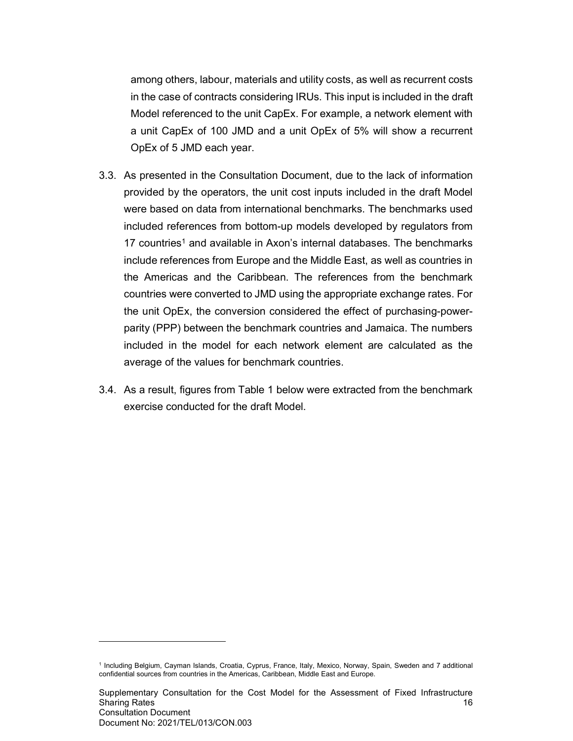among others, labour, materials and utility costs, as well as recurrent costs in the case of contracts considering IRUs. This input is included in the draft Model referenced to the unit CapEx. For example, a network element with a unit CapEx of 100 JMD and a unit OpEx of 5% will show a recurrent OpEx of 5 JMD each year.

3.3. As presented in the Consultation Document, due to the lack of information provided by the operators, the unit cost inputs included in the draft Model were based on data from international benchmarks. The benchmarks used included references from bottom-up models developed by regulators from 17 countries[1] and available in Axon's internal databases. The benchmarks include references from Europe and the Middle East, as well as countries in the Americas and the Caribbean. The references from the benchmark countries were converted to JMD using the appropriate exchange rates. For the unit OpEx, the conversion considered the effect of purchasing-power-parity (PPP) between the benchmark countries and Jamaica. The numbers included in the model for each network element are calculated as the average of the values for benchmark countries.

3.4. As a result, figures from Table 1 below were extracted from the benchmark exercise conducted for the draft Model.

---

[1] Including Belgium, Cayman Islands, Croatia, Cyprus, France, Italy, Mexico, Norway, Spain, Sweden and 7 additional confidential sources from countries in the Americas, Caribbean, Middle East and Europe.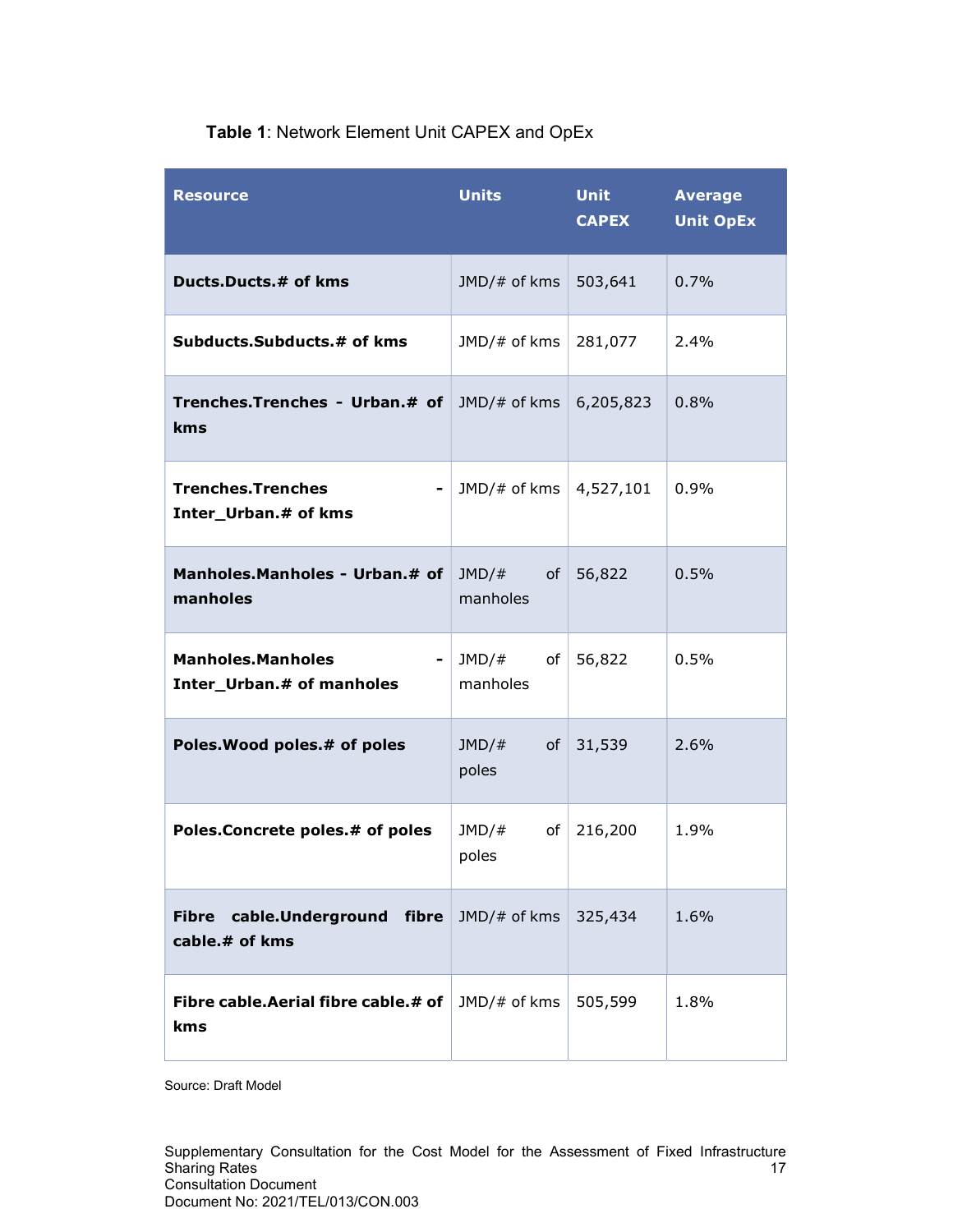**Table 1**: Network Element Unit CAPEX and OpEx

| Resource | Units | Unit CAPEX | Average Unit OpEx |
| --- | --- | --- | --- |
| **Ducts.Ducts.# of kms** | JMD/# of kms | 503,641 | 0.7% |
| **Subducts.Subducts.# of kms** | JMD/# of kms | 281,077 | 2.4% |
| **Trenches.Trenches - Urban.# of kms** | JMD/# of kms | 6,205,823 | 0.8% |
| **Trenches.Trenches - Inter_Urban.# of kms** | JMD/# of kms | 4,527,101 | 0.9% |
| **Manholes.Manholes - Urban.# of manholes** | JMD/# of manholes | 56,822 | 0.5% |
| **Manholes.Manholes - Inter_Urban.# of manholes** | JMD/# of manholes | 56,822 | 0.5% |
| **Poles.Wood poles.# of poles** | JMD/# of poles | 31,539 | 2.6% |
| **Poles.Concrete poles.# of poles** | JMD/# of poles | 216,200 | 1.9% |
| **Fibre cable.Underground fibre cable.# of kms** | JMD/# of kms | 325,434 | 1.6% |
| **Fibre cable.Aerial fibre cable.# of kms** | JMD/# of kms | 505,599 | 1.8% |

Source: Draft Model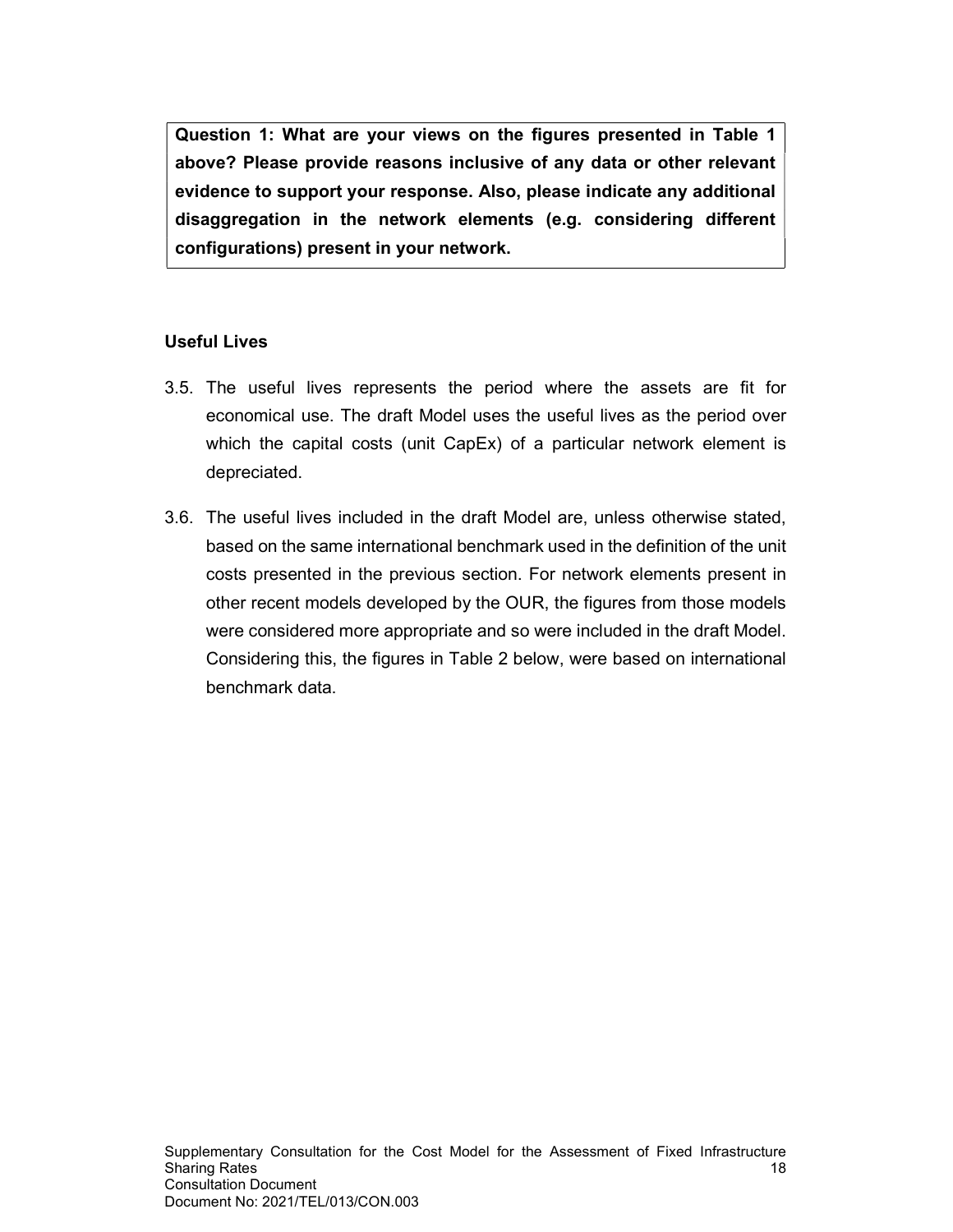**Question 1: What are your views on the figures presented in Table 1 above? Please provide reasons inclusive of any data or other relevant evidence to support your response. Also, please indicate any additional disaggregation in the network elements (e.g. considering different configurations) present in your network.**

### Useful Lives

3.5. The useful lives represents the period where the assets are fit for economical use. The draft Model uses the useful lives as the period over which the capital costs (unit CapEx) of a particular network element is depreciated.

3.6. The useful lives included in the draft Model are, unless otherwise stated, based on the same international benchmark used in the definition of the unit costs presented in the previous section. For network elements present in other recent models developed by the OUR, the figures from those models were considered more appropriate and so were included in the draft Model. Considering this, the figures in Table 2 below, were based on international benchmark data.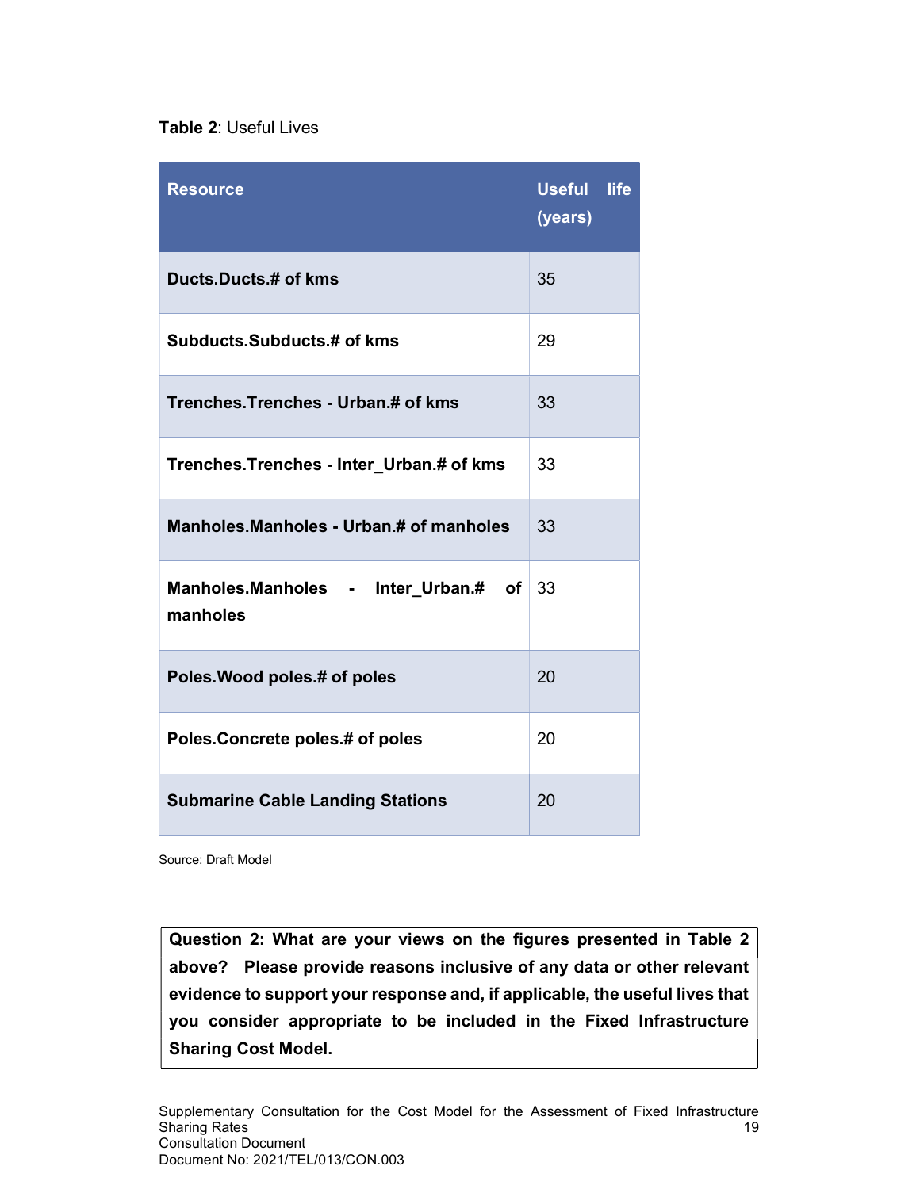**Table 2**: Useful Lives

| Resource | Useful life (years) |
|---|---|
| **Ducts.Ducts.# of kms** | 35 |
| **Subducts.Subducts.# of kms** | 29 |
| **Trenches.Trenches - Urban.# of kms** | 33 |
| **Trenches.Trenches - Inter_Urban.# of kms** | 33 |
| **Manholes.Manholes - Urban.# of manholes** | 33 |
| **Manholes.Manholes - Inter_Urban.# of manholes** | 33 |
| **Poles.Wood poles.# of poles** | 20 |
| **Poles.Concrete poles.# of poles** | 20 |
| **Submarine Cable Landing Stations** | 20 |

Source: Draft Model

**Question 2: What are your views on the figures presented in Table 2 above? Please provide reasons inclusive of any data or other relevant evidence to support your response and, if applicable, the useful lives that you consider appropriate to be included in the Fixed Infrastructure Sharing Cost Model.**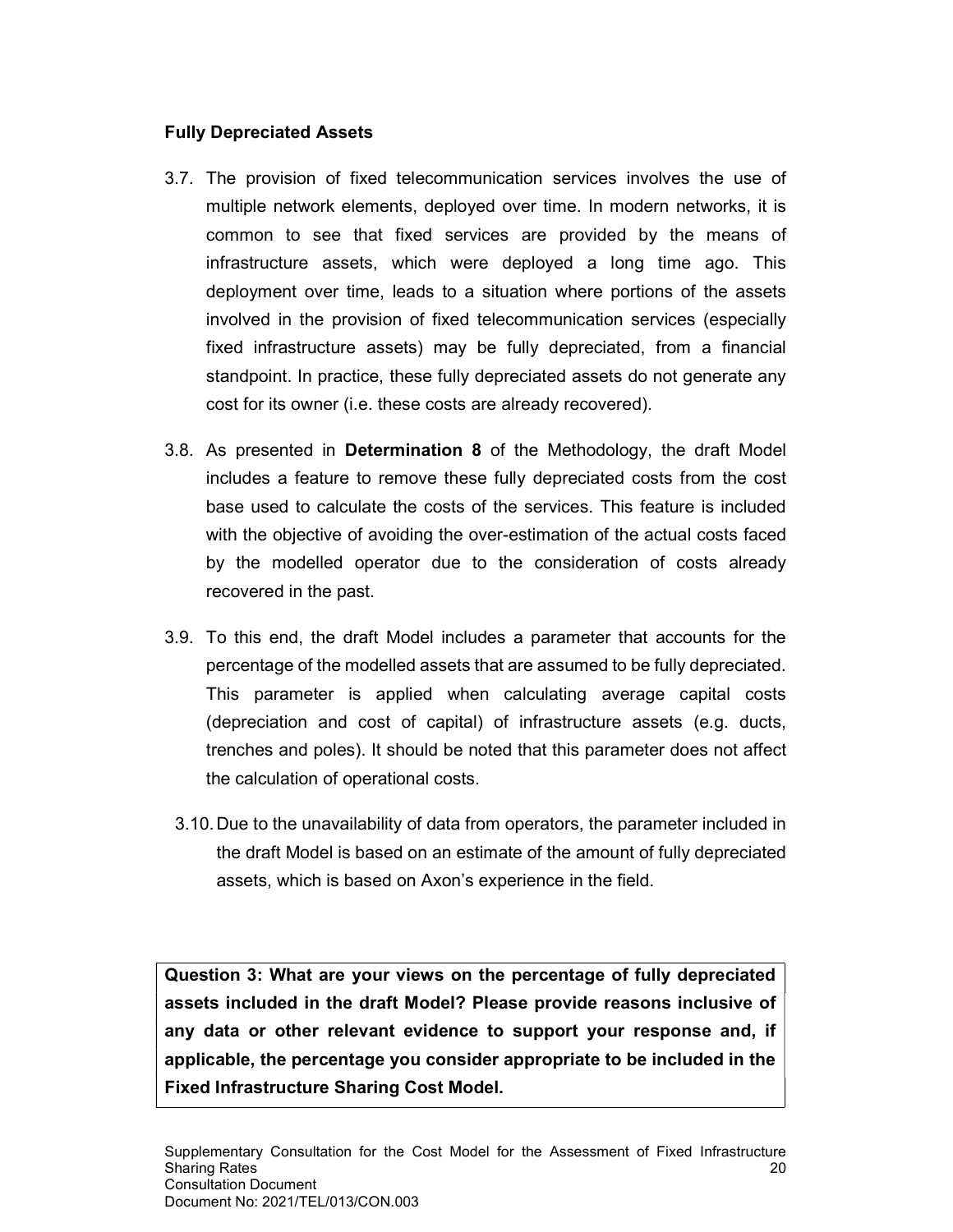### Fully Depreciated Assets

3.7. The provision of fixed telecommunication services involves the use of multiple network elements, deployed over time. In modern networks, it is common to see that fixed services are provided by the means of infrastructure assets, which were deployed a long time ago. This deployment over time, leads to a situation where portions of the assets involved in the provision of fixed telecommunication services (especially fixed infrastructure assets) may be fully depreciated, from a financial standpoint. In practice, these fully depreciated assets do not generate any cost for its owner (i.e. these costs are already recovered).

3.8. As presented in **Determination 8** of the Methodology, the draft Model includes a feature to remove these fully depreciated costs from the cost base used to calculate the costs of the services. This feature is included with the objective of avoiding the over-estimation of the actual costs faced by the modelled operator due to the consideration of costs already recovered in the past.

3.9. To this end, the draft Model includes a parameter that accounts for the percentage of the modelled assets that are assumed to be fully depreciated. This parameter is applied when calculating average capital costs (depreciation and cost of capital) of infrastructure assets (e.g. ducts, trenches and poles). It should be noted that this parameter does not affect the calculation of operational costs.

3.10. Due to the unavailability of data from operators, the parameter included in the draft Model is based on an estimate of the amount of fully depreciated assets, which is based on Axon's experience in the field.

**Question 3: What are your views on the percentage of fully depreciated assets included in the draft Model? Please provide reasons inclusive of any data or other relevant evidence to support your response and, if applicable, the percentage you consider appropriate to be included in the Fixed Infrastructure Sharing Cost Model.**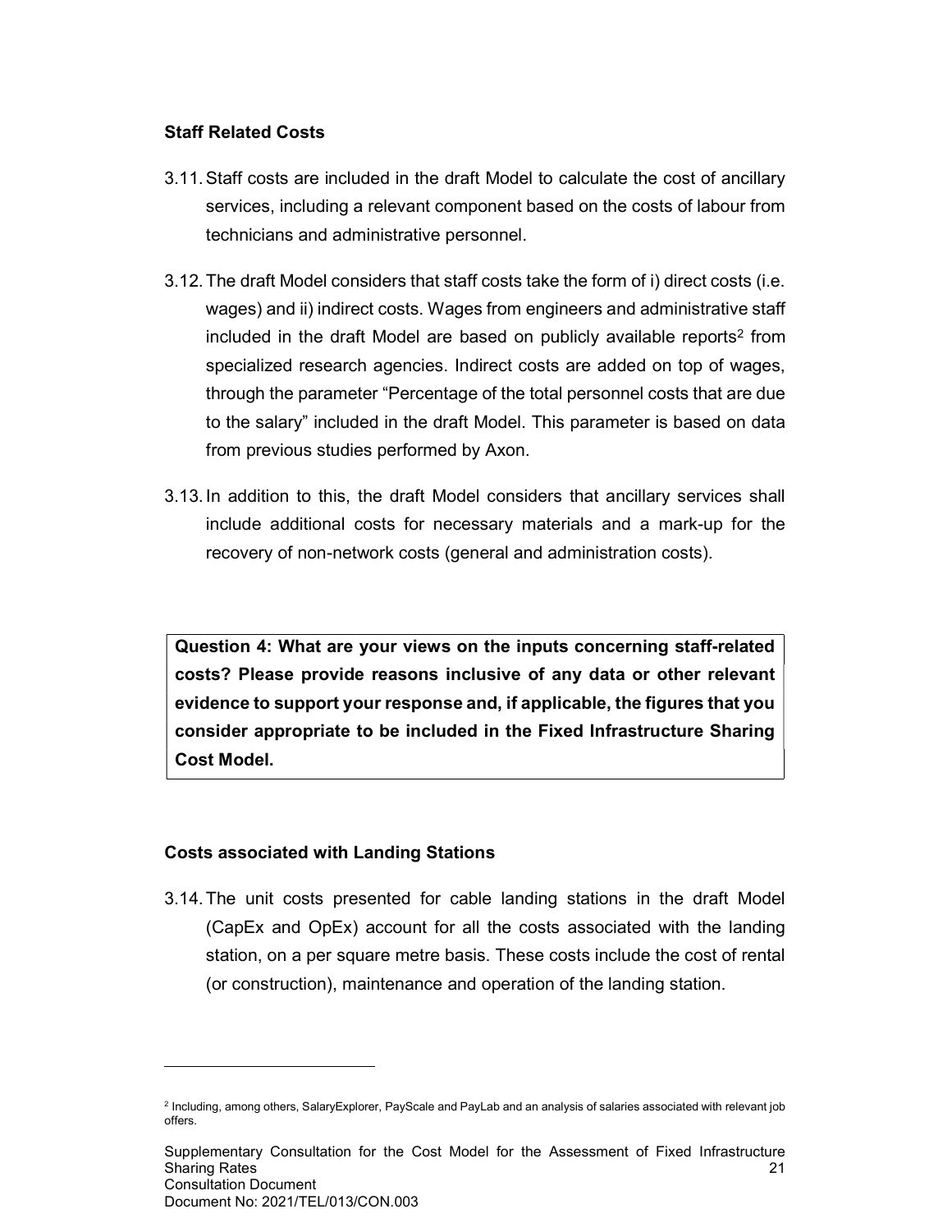### Staff Related Costs

3.11. Staff costs are included in the draft Model to calculate the cost of ancillary services, including a relevant component based on the costs of labour from technicians and administrative personnel.

3.12. The draft Model considers that staff costs take the form of i) direct costs (i.e. wages) and ii) indirect costs. Wages from engineers and administrative staff included in the draft Model are based on publicly available reports[2] from specialized research agencies. Indirect costs are added on top of wages, through the parameter "Percentage of the total personnel costs that are due to the salary" included in the draft Model. This parameter is based on data from previous studies performed by Axon.

3.13. In addition to this, the draft Model considers that ancillary services shall include additional costs for necessary materials and a mark-up for the recovery of non-network costs (general and administration costs).

> **Question 4: What are your views on the inputs concerning staff-related costs? Please provide reasons inclusive of any data or other relevant evidence to support your response and, if applicable, the figures that you consider appropriate to be included in the Fixed Infrastructure Sharing Cost Model.**

### Costs associated with Landing Stations

3.14. The unit costs presented for cable landing stations in the draft Model (CapEx and OpEx) account for all the costs associated with the landing station, on a per square metre basis. These costs include the cost of rental (or construction), maintenance and operation of the landing station.

---

[2] Including, among others, SalaryExplorer, PayScale and PayLab and an analysis of salaries associated with relevant job offers.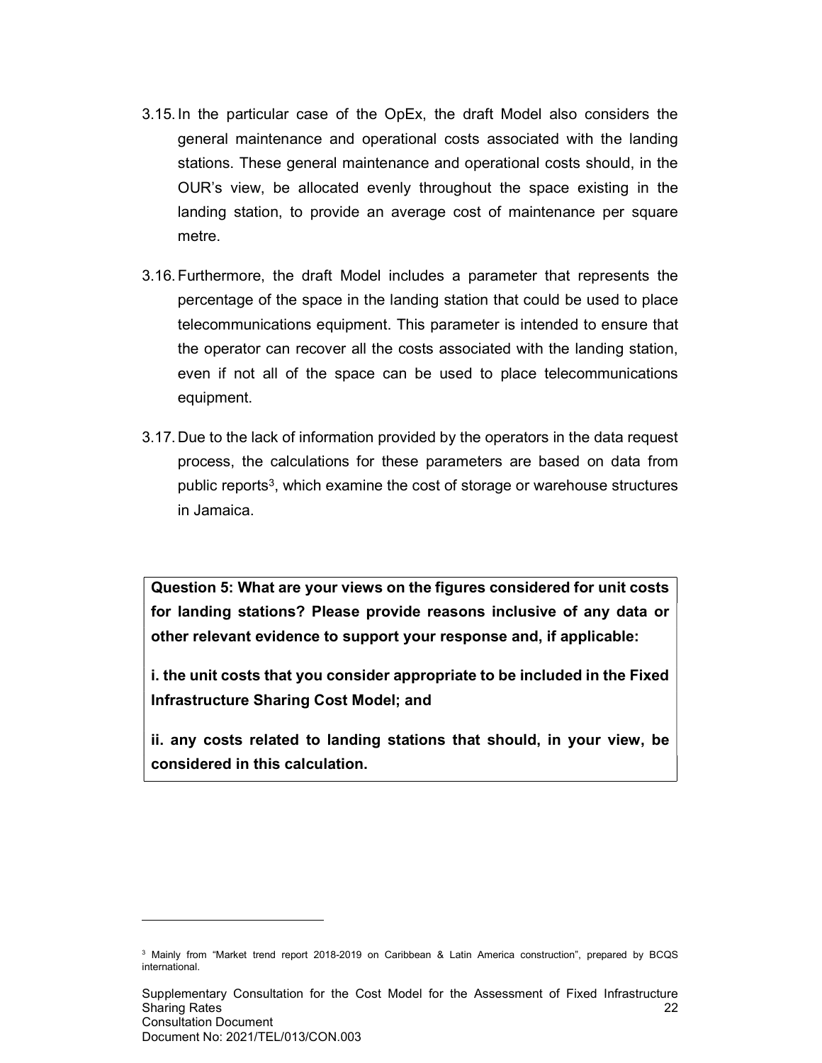3.15. In the particular case of the OpEx, the draft Model also considers the general maintenance and operational costs associated with the landing stations. These general maintenance and operational costs should, in the OUR's view, be allocated evenly throughout the space existing in the landing station, to provide an average cost of maintenance per square metre.

3.16. Furthermore, the draft Model includes a parameter that represents the percentage of the space in the landing station that could be used to place telecommunications equipment. This parameter is intended to ensure that the operator can recover all the costs associated with the landing station, even if not all of the space can be used to place telecommunications equipment.

3.17. Due to the lack of information provided by the operators in the data request process, the calculations for these parameters are based on data from public reports[3], which examine the cost of storage or warehouse structures in Jamaica.

> **Question 5: What are your views on the figures considered for unit costs for landing stations? Please provide reasons inclusive of any data or other relevant evidence to support your response and, if applicable:**
>
> **i. the unit costs that you consider appropriate to be included in the Fixed Infrastructure Sharing Cost Model; and**
>
> **ii. any costs related to landing stations that should, in your view, be considered in this calculation.**

---

[3] Mainly from "Market trend report 2018-2019 on Caribbean & Latin America construction", prepared by BCQS international.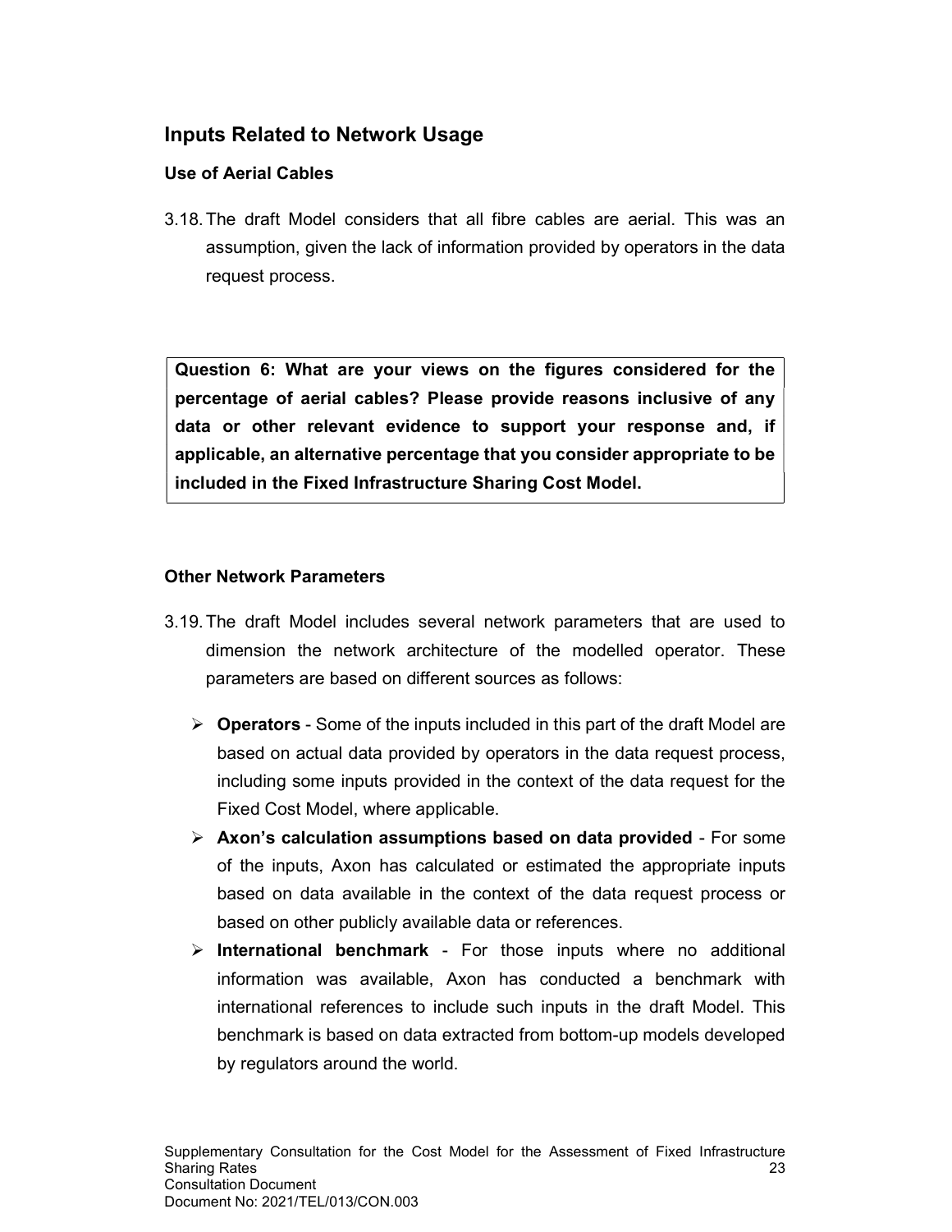## Inputs Related to Network Usage

### Use of Aerial Cables

3.18. The draft Model considers that all fibre cables are aerial. This was an assumption, given the lack of information provided by operators in the data request process.

> **Question 6: What are your views on the figures considered for the percentage of aerial cables? Please provide reasons inclusive of any data or other relevant evidence to support your response and, if applicable, an alternative percentage that you consider appropriate to be included in the Fixed Infrastructure Sharing Cost Model.**

### Other Network Parameters

3.19. The draft Model includes several network parameters that are used to dimension the network architecture of the modelled operator. These parameters are based on different sources as follows:

- **Operators** - Some of the inputs included in this part of the draft Model are based on actual data provided by operators in the data request process, including some inputs provided in the context of the data request for the Fixed Cost Model, where applicable.
- **Axon's calculation assumptions based on data provided** - For some of the inputs, Axon has calculated or estimated the appropriate inputs based on data available in the context of the data request process or based on other publicly available data or references.
- **International benchmark** - For those inputs where no additional information was available, Axon has conducted a benchmark with international references to include such inputs in the draft Model. This benchmark is based on data extracted from bottom-up models developed by regulators around the world.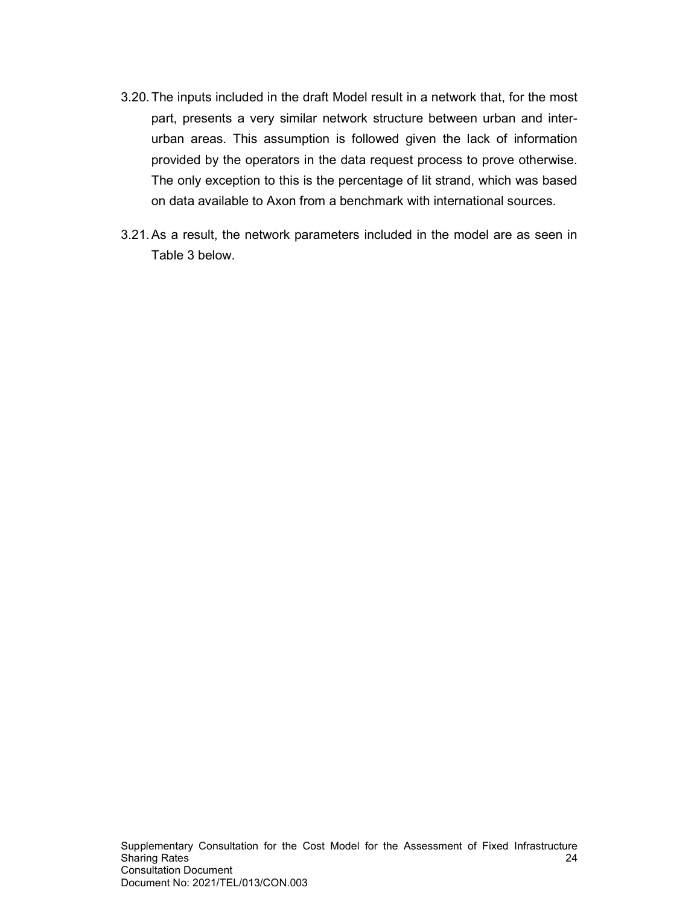3.20. The inputs included in the draft Model result in a network that, for the most part, presents a very similar network structure between urban and inter-urban areas. This assumption is followed given the lack of information provided by the operators in the data request process to prove otherwise. The only exception to this is the percentage of lit strand, which was based on data available to Axon from a benchmark with international sources.

3.21. As a result, the network parameters included in the model are as seen in Table 3 below.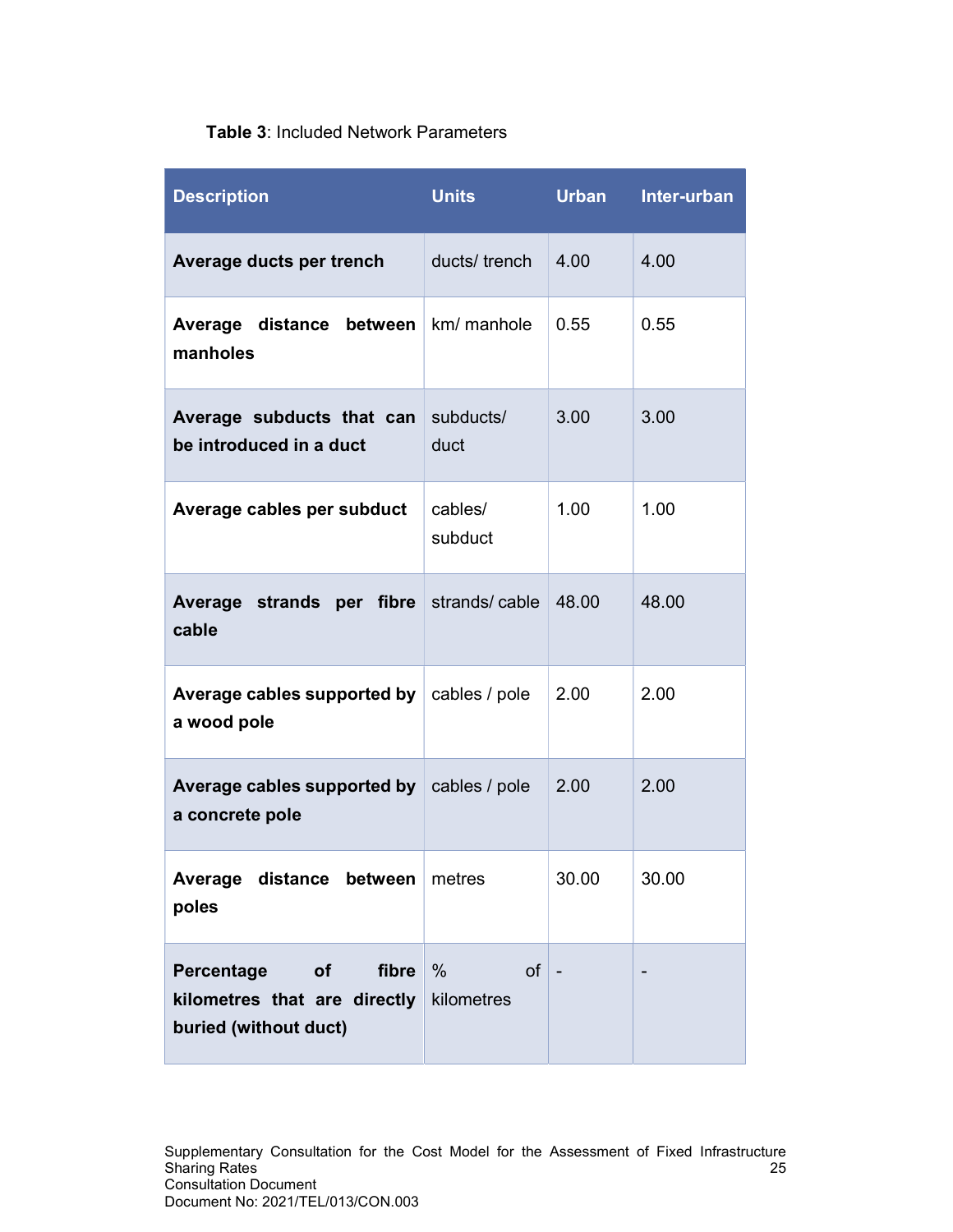**Table 3**: Included Network Parameters

| Description | Units | Urban | Inter-urban |
|---|---|---|---|
| **Average ducts per trench** | ducts/ trench | 4.00 | 4.00 |
| **Average distance between manholes** | km/ manhole | 0.55 | 0.55 |
| **Average subducts that can be introduced in a duct** | subducts/ duct | 3.00 | 3.00 |
| **Average cables per subduct** | cables/ subduct | 1.00 | 1.00 |
| **Average strands per fibre cable** | strands/ cable | 48.00 | 48.00 |
| **Average cables supported by a wood pole** | cables / pole | 2.00 | 2.00 |
| **Average cables supported by a concrete pole** | cables / pole | 2.00 | 2.00 |
| **Average distance between poles** | metres | 30.00 | 30.00 |
| **Percentage of fibre kilometres that are directly buried (without duct)** | % of kilometres | - | - |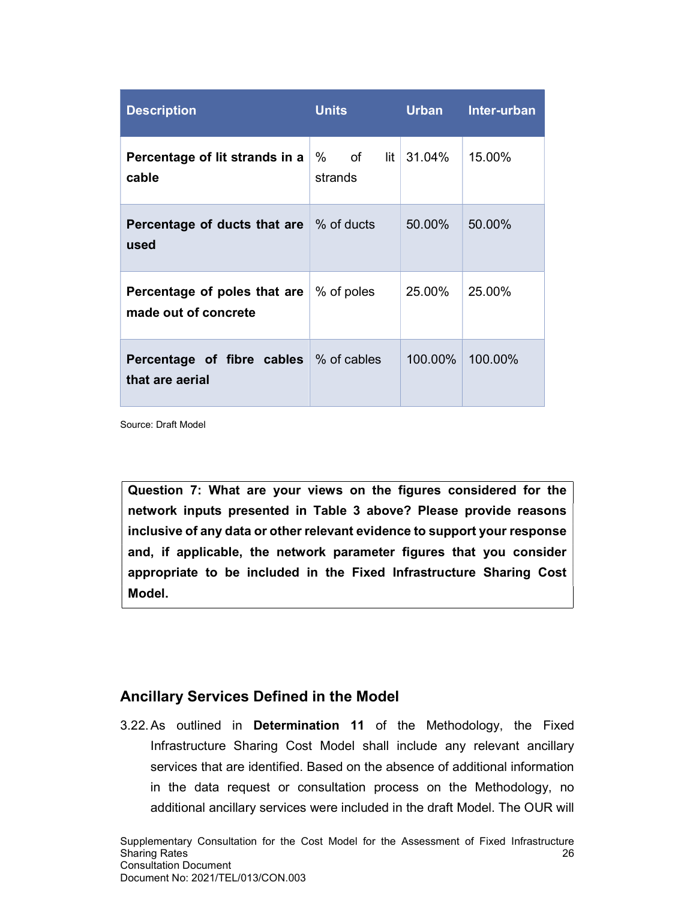| Description | Units | Urban | Inter-urban |
|---|---|---|---|
| **Percentage of lit strands in a cable** | % of lit strands | 31.04% | 15.00% |
| **Percentage of ducts that are used** | % of ducts | 50.00% | 50.00% |
| **Percentage of poles that are made out of concrete** | % of poles | 25.00% | 25.00% |
| **Percentage of fibre cables that are aerial** | % of cables | 100.00% | 100.00% |

Source: Draft Model

**Question 7: What are your views on the figures considered for the network inputs presented in Table 3 above? Please provide reasons inclusive of any data or other relevant evidence to support your response and, if applicable, the network parameter figures that you consider appropriate to be included in the Fixed Infrastructure Sharing Cost Model.**

## Ancillary Services Defined in the Model

3.22. As outlined in **Determination 11** of the Methodology, the Fixed Infrastructure Sharing Cost Model shall include any relevant ancillary services that are identified. Based on the absence of additional information in the data request or consultation process on the Methodology, no additional ancillary services were included in the draft Model. The OUR will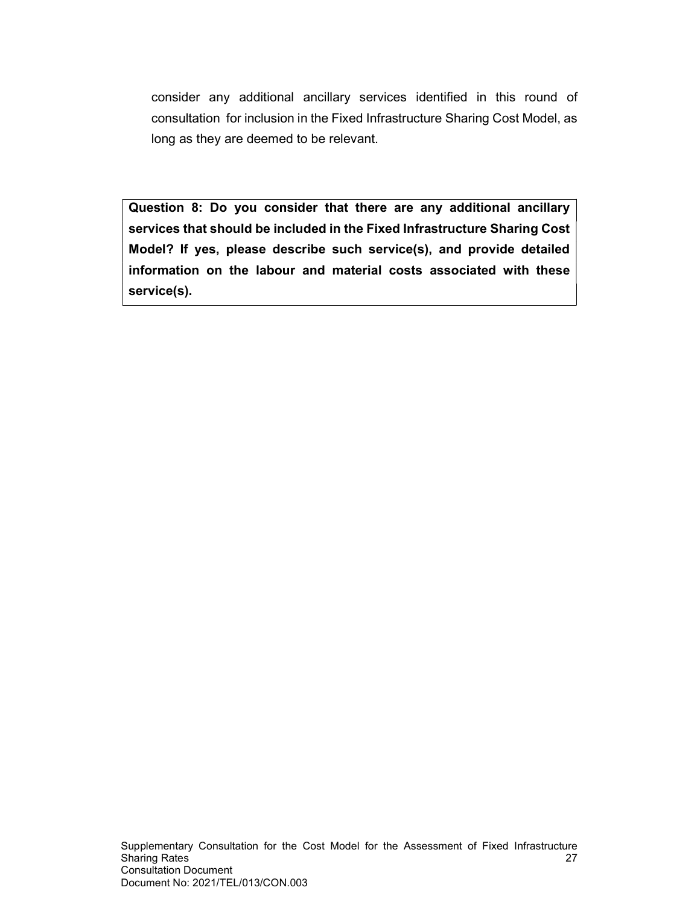consider any additional ancillary services identified in this round of consultation for inclusion in the Fixed Infrastructure Sharing Cost Model, as long as they are deemed to be relevant.

**Question 8: Do you consider that there are any additional ancillary services that should be included in the Fixed Infrastructure Sharing Cost Model? If yes, please describe such service(s), and provide detailed information on the labour and material costs associated with these service(s).**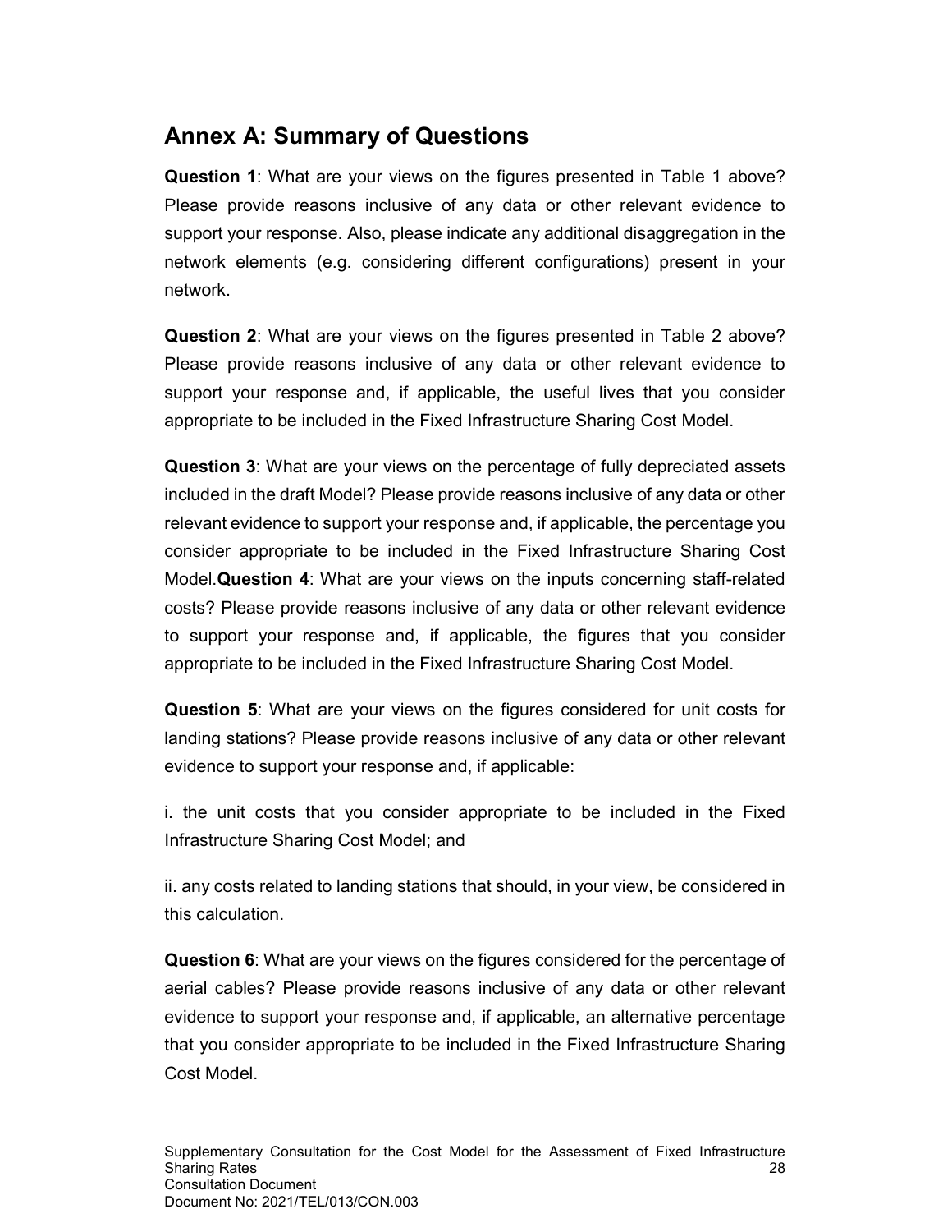## Annex A: Summary of Questions

**Question 1**: What are your views on the figures presented in Table 1 above? Please provide reasons inclusive of any data or other relevant evidence to support your response. Also, please indicate any additional disaggregation in the network elements (e.g. considering different configurations) present in your network.

**Question 2**: What are your views on the figures presented in Table 2 above? Please provide reasons inclusive of any data or other relevant evidence to support your response and, if applicable, the useful lives that you consider appropriate to be included in the Fixed Infrastructure Sharing Cost Model.

**Question 3**: What are your views on the percentage of fully depreciated assets included in the draft Model? Please provide reasons inclusive of any data or other relevant evidence to support your response and, if applicable, the percentage you consider appropriate to be included in the Fixed Infrastructure Sharing Cost Model.**Question 4**: What are your views on the inputs concerning staff-related costs? Please provide reasons inclusive of any data or other relevant evidence to support your response and, if applicable, the figures that you consider appropriate to be included in the Fixed Infrastructure Sharing Cost Model.

**Question 5**: What are your views on the figures considered for unit costs for landing stations? Please provide reasons inclusive of any data or other relevant evidence to support your response and, if applicable:

i. the unit costs that you consider appropriate to be included in the Fixed Infrastructure Sharing Cost Model; and

ii. any costs related to landing stations that should, in your view, be considered in this calculation.

**Question 6**: What are your views on the figures considered for the percentage of aerial cables? Please provide reasons inclusive of any data or other relevant evidence to support your response and, if applicable, an alternative percentage that you consider appropriate to be included in the Fixed Infrastructure Sharing Cost Model.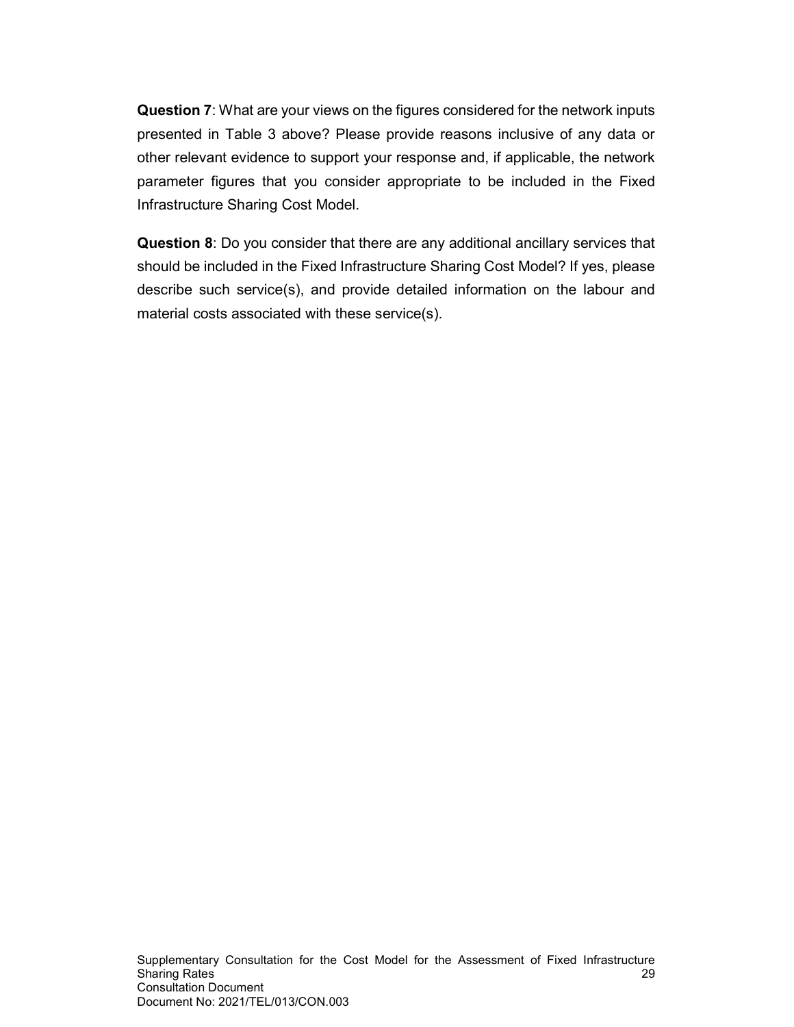**Question 7**: What are your views on the figures considered for the network inputs presented in Table 3 above? Please provide reasons inclusive of any data or other relevant evidence to support your response and, if applicable, the network parameter figures that you consider appropriate to be included in the Fixed Infrastructure Sharing Cost Model.

**Question 8**: Do you consider that there are any additional ancillary services that should be included in the Fixed Infrastructure Sharing Cost Model? If yes, please describe such service(s), and provide detailed information on the labour and material costs associated with these service(s).